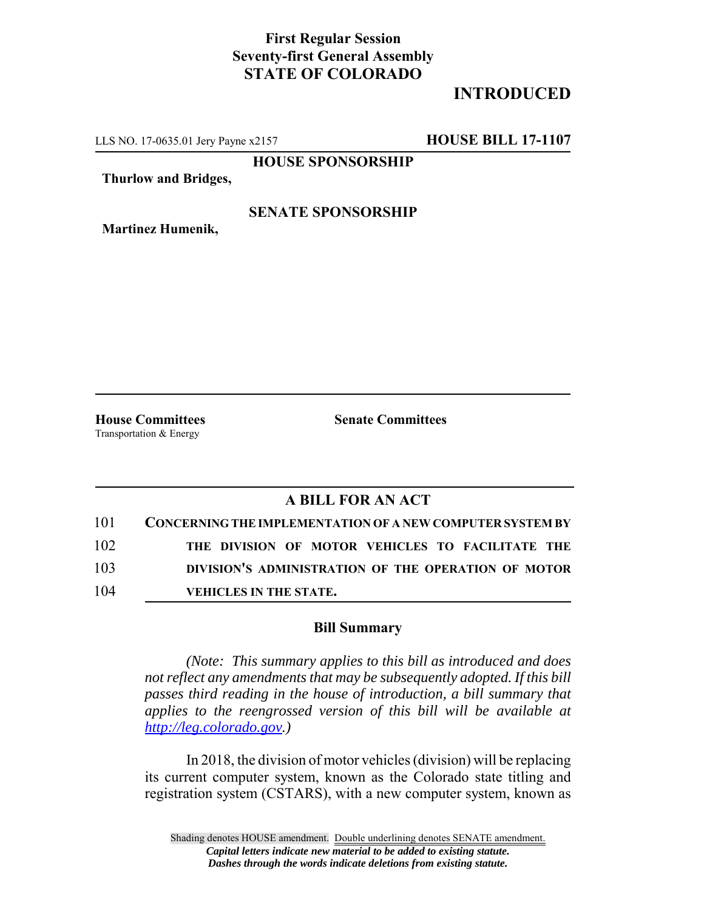**First Regular Session**
**Seventy-first General Assembly**
**STATE OF COLORADO**

# INTRODUCED

LLS NO. 17-0635.01 Jery Payne x2157 **HOUSE BILL 17-1107**

**HOUSE SPONSORSHIP**

**Thurlow and Bridges,**

**SENATE SPONSORSHIP**

**Martinez Humenik,**

**House Committees**
Transportation & Energy

**Senate Committees**

## A BILL FOR AN ACT

101 **CONCERNING THE IMPLEMENTATION OF A NEW COMPUTER SYSTEM BY**
102 **THE DIVISION OF MOTOR VEHICLES TO FACILITATE THE**
103 **DIVISION'S ADMINISTRATION OF THE OPERATION OF MOTOR**
104 **VEHICLES IN THE STATE.**

### Bill Summary

*(Note: This summary applies to this bill as introduced and does not reflect any amendments that may be subsequently adopted. If this bill passes third reading in the house of introduction, a bill summary that applies to the reengrossed version of this bill will be available at http://leg.colorado.gov.)*

In 2018, the division of motor vehicles (division) will be replacing its current computer system, known as the Colorado state titling and registration system (CSTARS), with a new computer system, known as

Shading denotes HOUSE amendment. Double underlining denotes SENATE amendment.
*Capital letters indicate new material to be added to existing statute.*
*Dashes through the words indicate deletions from existing statute.*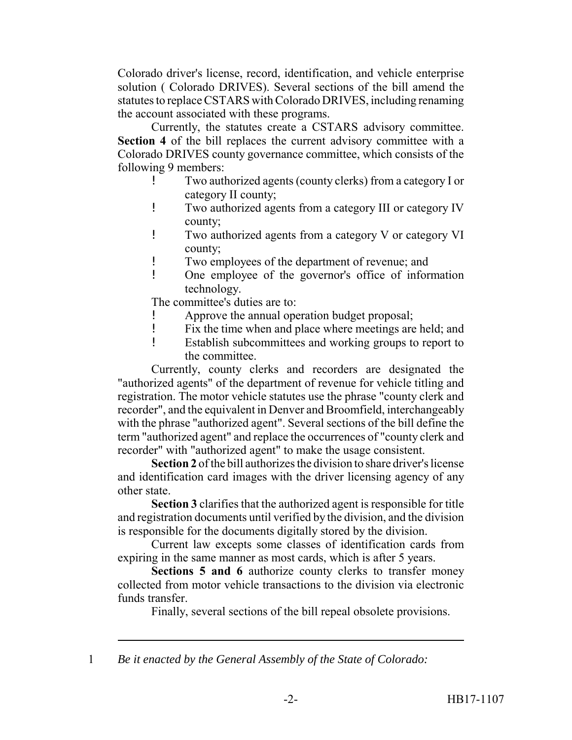Colorado driver's license, record, identification, and vehicle enterprise solution ( Colorado DRIVES). Several sections of the bill amend the statutes to replace CSTARS with Colorado DRIVES, including renaming the account associated with these programs.

Currently, the statutes create a CSTARS advisory committee. **Section 4** of the bill replaces the current advisory committee with a Colorado DRIVES county governance committee, which consists of the following 9 members:

- Two authorized agents (county clerks) from a category I or category II county;
- Two authorized agents from a category III or category IV county;
- Two authorized agents from a category V or category VI county;
- Two employees of the department of revenue; and
- One employee of the governor's office of information technology.

The committee's duties are to:

- Approve the annual operation budget proposal;
- Fix the time when and place where meetings are held; and
- Establish subcommittees and working groups to report to the committee.

Currently, county clerks and recorders are designated the "authorized agents" of the department of revenue for vehicle titling and registration. The motor vehicle statutes use the phrase "county clerk and recorder", and the equivalent in Denver and Broomfield, interchangeably with the phrase "authorized agent". Several sections of the bill define the term "authorized agent" and replace the occurrences of "county clerk and recorder" with "authorized agent" to make the usage consistent.

**Section 2** of the bill authorizes the division to share driver's license and identification card images with the driver licensing agency of any other state.

**Section 3** clarifies that the authorized agent is responsible for title and registration documents until verified by the division, and the division is responsible for the documents digitally stored by the division.

Current law excepts some classes of identification cards from expiring in the same manner as most cards, which is after 5 years.

**Sections 5 and 6** authorize county clerks to transfer money collected from motor vehicle transactions to the division via electronic funds transfer.

Finally, several sections of the bill repeal obsolete provisions.

---

1 *Be it enacted by the General Assembly of the State of Colorado:*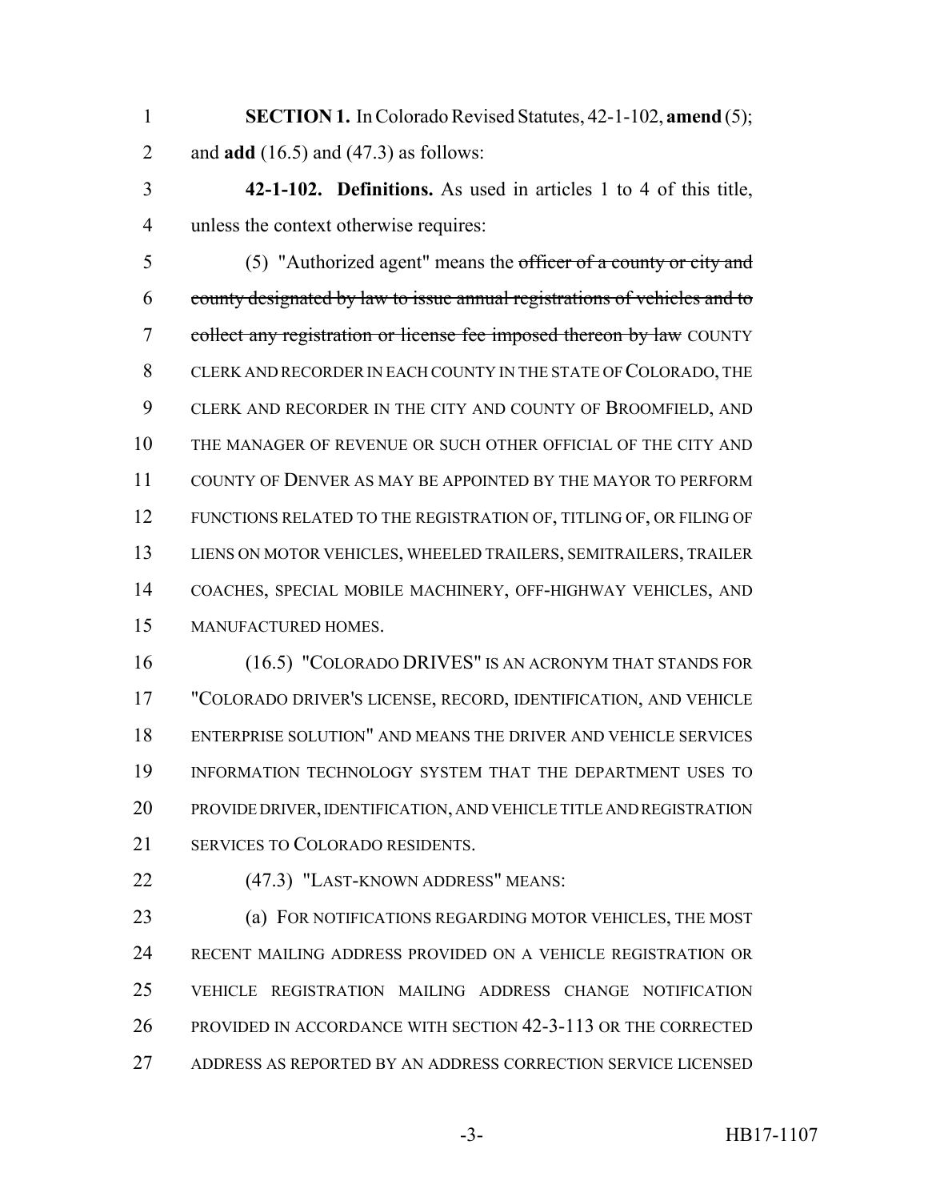**SECTION 1.** In Colorado Revised Statutes, 42-1-102, **amend** (5); and **add** (16.5) and (47.3) as follows:

**42-1-102. Definitions.** As used in articles 1 to 4 of this title, unless the context otherwise requires:

(5) "Authorized agent" means the ~~officer of a county or city and county designated by law to issue annual registrations of vehicles and to collect any registration or license fee imposed thereon by law~~ COUNTY CLERK AND RECORDER IN EACH COUNTY IN THE STATE OF COLORADO, THE CLERK AND RECORDER IN THE CITY AND COUNTY OF BROOMFIELD, AND THE MANAGER OF REVENUE OR SUCH OTHER OFFICIAL OF THE CITY AND COUNTY OF DENVER AS MAY BE APPOINTED BY THE MAYOR TO PERFORM FUNCTIONS RELATED TO THE REGISTRATION OF, TITLING OF, OR FILING OF LIENS ON MOTOR VEHICLES, WHEELED TRAILERS, SEMITRAILERS, TRAILER COACHES, SPECIAL MOBILE MACHINERY, OFF-HIGHWAY VEHICLES, AND MANUFACTURED HOMES.

(16.5) "COLORADO DRIVES" IS AN ACRONYM THAT STANDS FOR "COLORADO DRIVER'S LICENSE, RECORD, IDENTIFICATION, AND VEHICLE ENTERPRISE SOLUTION" AND MEANS THE DRIVER AND VEHICLE SERVICES INFORMATION TECHNOLOGY SYSTEM THAT THE DEPARTMENT USES TO PROVIDE DRIVER, IDENTIFICATION, AND VEHICLE TITLE AND REGISTRATION SERVICES TO COLORADO RESIDENTS.

(47.3) "LAST-KNOWN ADDRESS" MEANS:

(a) FOR NOTIFICATIONS REGARDING MOTOR VEHICLES, THE MOST RECENT MAILING ADDRESS PROVIDED ON A VEHICLE REGISTRATION OR VEHICLE REGISTRATION MAILING ADDRESS CHANGE NOTIFICATION PROVIDED IN ACCORDANCE WITH SECTION 42-3-113 OR THE CORRECTED ADDRESS AS REPORTED BY AN ADDRESS CORRECTION SERVICE LICENSED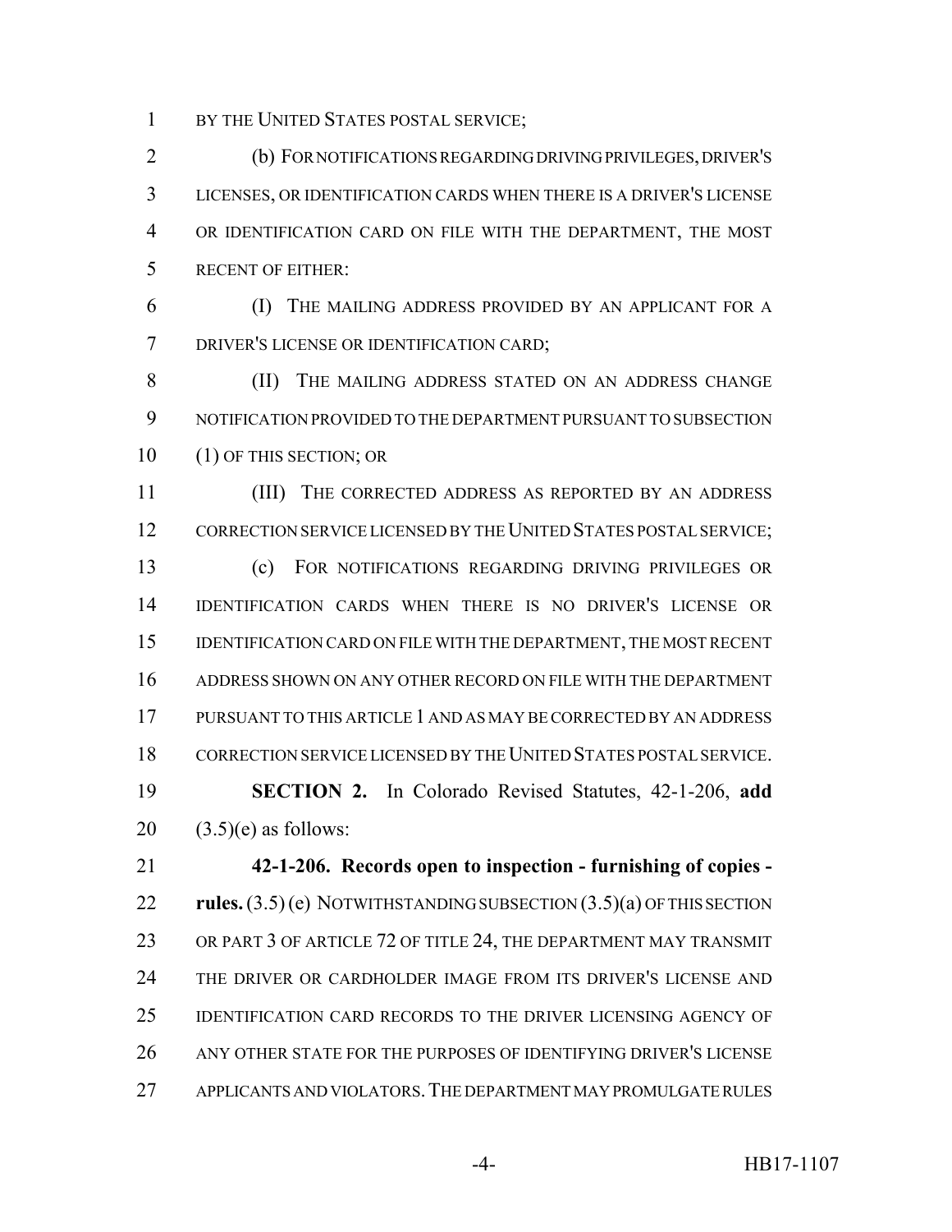BY THE UNITED STATES POSTAL SERVICE;

(b) FOR NOTIFICATIONS REGARDING DRIVING PRIVILEGES, DRIVER'S LICENSES, OR IDENTIFICATION CARDS WHEN THERE IS A DRIVER'S LICENSE OR IDENTIFICATION CARD ON FILE WITH THE DEPARTMENT, THE MOST RECENT OF EITHER:

(I) THE MAILING ADDRESS PROVIDED BY AN APPLICANT FOR A DRIVER'S LICENSE OR IDENTIFICATION CARD;

(II) THE MAILING ADDRESS STATED ON AN ADDRESS CHANGE NOTIFICATION PROVIDED TO THE DEPARTMENT PURSUANT TO SUBSECTION (1) OF THIS SECTION; OR

(III) THE CORRECTED ADDRESS AS REPORTED BY AN ADDRESS CORRECTION SERVICE LICENSED BY THE UNITED STATES POSTAL SERVICE;

(c) FOR NOTIFICATIONS REGARDING DRIVING PRIVILEGES OR IDENTIFICATION CARDS WHEN THERE IS NO DRIVER'S LICENSE OR IDENTIFICATION CARD ON FILE WITH THE DEPARTMENT, THE MOST RECENT ADDRESS SHOWN ON ANY OTHER RECORD ON FILE WITH THE DEPARTMENT PURSUANT TO THIS ARTICLE 1 AND AS MAY BE CORRECTED BY AN ADDRESS CORRECTION SERVICE LICENSED BY THE UNITED STATES POSTAL SERVICE.

**SECTION 2.** In Colorado Revised Statutes, 42-1-206, **add** (3.5)(e) as follows:

**42-1-206. Records open to inspection - furnishing of copies - rules.** (3.5) (e) NOTWITHSTANDING SUBSECTION (3.5)(a) OF THIS SECTION OR PART 3 OF ARTICLE 72 OF TITLE 24, THE DEPARTMENT MAY TRANSMIT THE DRIVER OR CARDHOLDER IMAGE FROM ITS DRIVER'S LICENSE AND IDENTIFICATION CARD RECORDS TO THE DRIVER LICENSING AGENCY OF ANY OTHER STATE FOR THE PURPOSES OF IDENTIFYING DRIVER'S LICENSE APPLICANTS AND VIOLATORS. THE DEPARTMENT MAY PROMULGATE RULES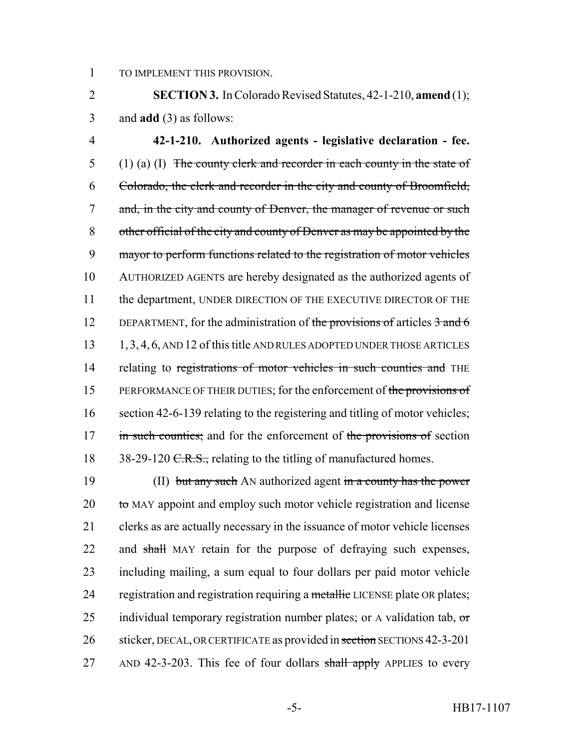TO IMPLEMENT THIS PROVISION.

**SECTION 3.** In Colorado Revised Statutes, 42-1-210, **amend** (1); and **add** (3) as follows:

**42-1-210. Authorized agents - legislative declaration - fee.** (1) (a) (I) ~~The county clerk and recorder in each county in the state of Colorado, the clerk and recorder in the city and county of Broomfield, and, in the city and county of Denver, the manager of revenue or such other official of the city and county of Denver as may be appointed by the mayor to perform functions related to the registration of motor vehicles~~ AUTHORIZED AGENTS are hereby designated as the authorized agents of the department, UNDER DIRECTION OF THE EXECUTIVE DIRECTOR OF THE DEPARTMENT, for the administration of ~~the provisions of~~ articles ~~3 and 6~~ 1, 3, 4, 6, AND 12 of this title AND RULES ADOPTED UNDER THOSE ARTICLES relating to ~~registrations of motor vehicles in such counties and~~ THE PERFORMANCE OF THEIR DUTIES; for the enforcement of ~~the provisions of~~ section 42-6-139 relating to the registering and titling of motor vehicles; ~~in such counties;~~ and for the enforcement of ~~the provisions of~~ section 38-29-120 ~~C.R.S.,~~ relating to the titling of manufactured homes.

(II) ~~but any such~~ AN authorized agent ~~in a county has the power to~~ MAY appoint and employ such motor vehicle registration and license clerks as are actually necessary in the issuance of motor vehicle licenses and ~~shall~~ MAY retain for the purpose of defraying such expenses, including mailing, a sum equal to four dollars per paid motor vehicle registration and registration requiring a ~~metallic~~ LICENSE plate OR plates; individual temporary registration number plates; or A validation tab, ~~or~~ sticker, DECAL, OR CERTIFICATE as provided in ~~section~~ SECTIONS 42-3-201 AND 42-3-203. This fee of four dollars ~~shall apply~~ APPLIES to every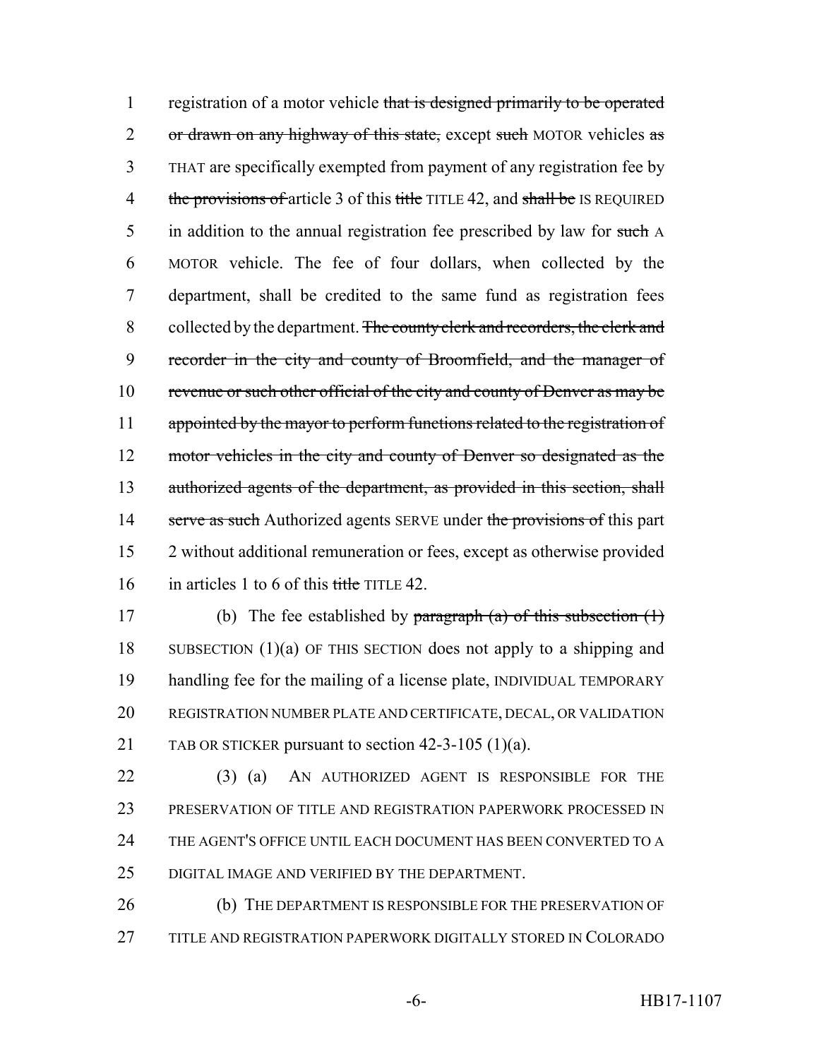registration of a motor vehicle ~~that is designed primarily to be operated or drawn on any highway of this state,~~ except ~~such~~ MOTOR vehicles ~~as~~ THAT are specifically exempted from payment of any registration fee by ~~the provisions of~~ article 3 of this ~~title~~ TITLE 42, and ~~shall be~~ IS REQUIRED in addition to the annual registration fee prescribed by law for ~~such~~ A MOTOR vehicle. The fee of four dollars, when collected by the department, shall be credited to the same fund as registration fees collected by the department. ~~The county clerk and recorders, the clerk and recorder in the city and county of Broomfield, and the manager of revenue or such other official of the city and county of Denver as may be appointed by the mayor to perform functions related to the registration of motor vehicles in the city and county of Denver so designated as the authorized agents of the department, as provided in this section, shall serve as such~~ Authorized agents SERVE under ~~the provisions of~~ this part 2 without additional remuneration or fees, except as otherwise provided in articles 1 to 6 of this ~~title~~ TITLE 42.

(b) The fee established by ~~paragraph (a) of this subsection (1)~~ SUBSECTION (1)(a) OF THIS SECTION does not apply to a shipping and handling fee for the mailing of a license plate, INDIVIDUAL TEMPORARY REGISTRATION NUMBER PLATE AND CERTIFICATE, DECAL, OR VALIDATION TAB OR STICKER pursuant to section 42-3-105 (1)(a).

(3) (a) AN AUTHORIZED AGENT IS RESPONSIBLE FOR THE PRESERVATION OF TITLE AND REGISTRATION PAPERWORK PROCESSED IN THE AGENT'S OFFICE UNTIL EACH DOCUMENT HAS BEEN CONVERTED TO A DIGITAL IMAGE AND VERIFIED BY THE DEPARTMENT.

(b) THE DEPARTMENT IS RESPONSIBLE FOR THE PRESERVATION OF TITLE AND REGISTRATION PAPERWORK DIGITALLY STORED IN COLORADO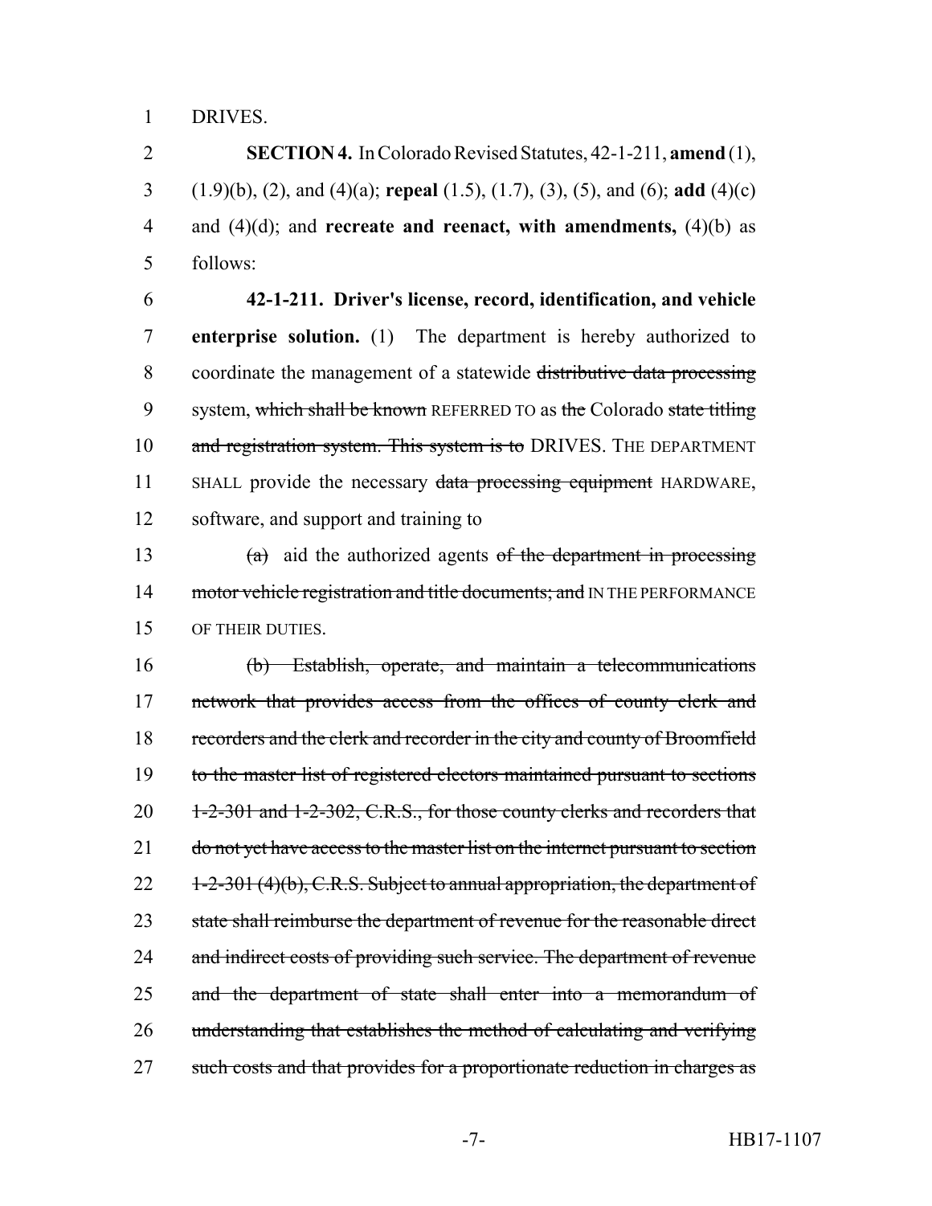DRIVES.

**SECTION 4.** In Colorado Revised Statutes, 42-1-211, **amend** (1), (1.9)(b), (2), and (4)(a); **repeal** (1.5), (1.7), (3), (5), and (6); **add** (4)(c) and (4)(d); and **recreate and reenact, with amendments,** (4)(b) as follows:

**42-1-211. Driver's license, record, identification, and vehicle enterprise solution.** (1) The department is hereby authorized to coordinate the management of a statewide ~~distributive data processing~~ system, ~~which shall be known~~ REFERRED TO as ~~the~~ Colorado ~~state titling and registration system. This system is to~~ DRIVES. THE DEPARTMENT SHALL provide the necessary ~~data processing equipment~~ HARDWARE, software, and support and training to

~~(a)~~ aid the authorized agents ~~of the department in processing motor vehicle registration and title documents; and~~ IN THE PERFORMANCE OF THEIR DUTIES.

~~(b) Establish, operate, and maintain a telecommunications network that provides access from the offices of county clerk and recorders and the clerk and recorder in the city and county of Broomfield to the master list of registered electors maintained pursuant to sections 1-2-301 and 1-2-302, C.R.S., for those county clerks and recorders that do not yet have access to the master list on the internet pursuant to section 1-2-301 (4)(b), C.R.S. Subject to annual appropriation, the department of state shall reimburse the department of revenue for the reasonable direct and indirect costs of providing such service. The department of revenue and the department of state shall enter into a memorandum of understanding that establishes the method of calculating and verifying such costs and that provides for a proportionate reduction in charges as~~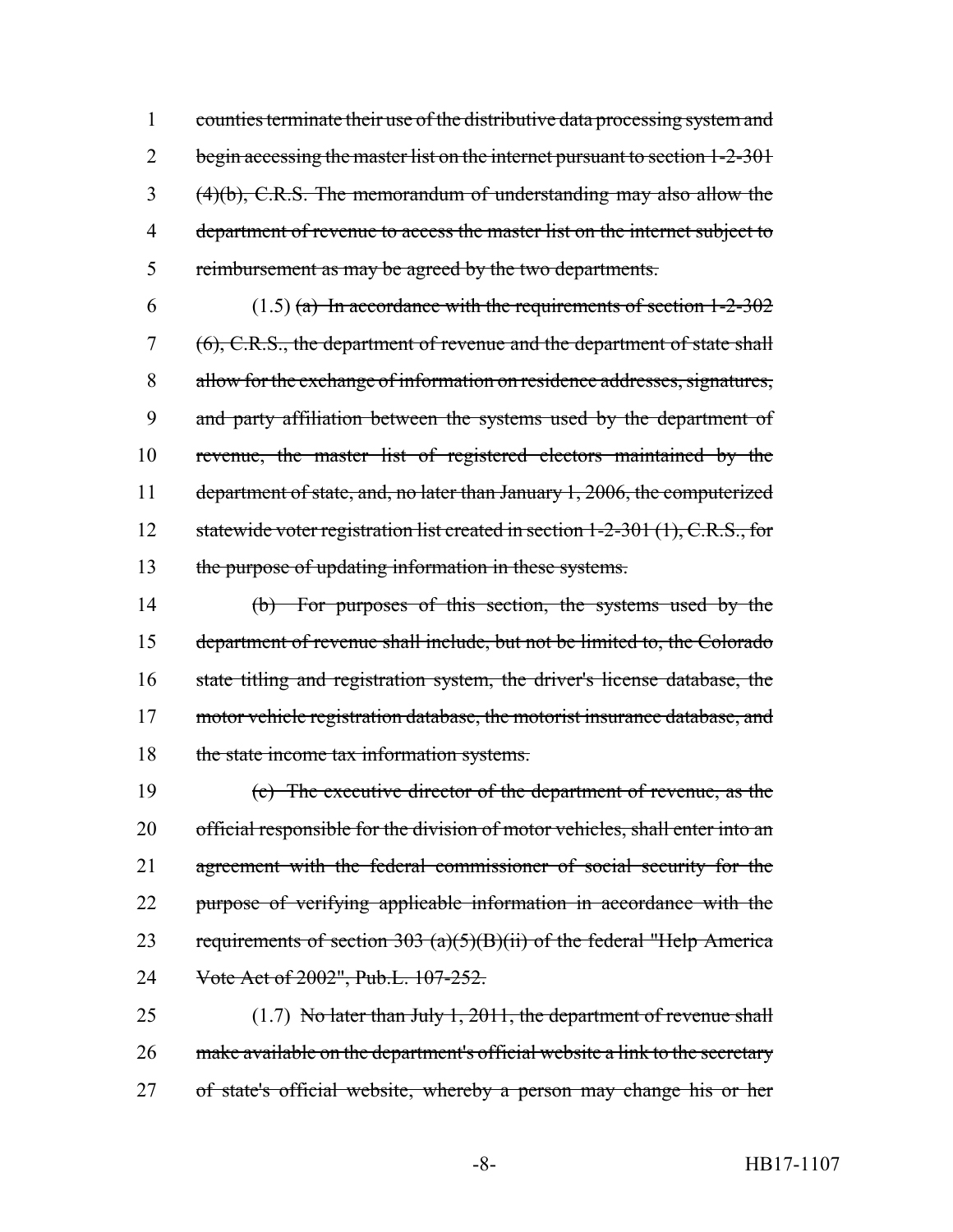1 counties terminate their use of the distributive data processing system and
2 begin accessing the master list on the internet pursuant to section 1-2-301
3 (4)(b), C.R.S. The memorandum of understanding may also allow the
4 department of revenue to access the master list on the internet subject to
5 reimbursement as may be agreed by the two departments.

6 (1.5) (a) In accordance with the requirements of section 1-2-302
7 (6), C.R.S., the department of revenue and the department of state shall
8 allow for the exchange of information on residence addresses, signatures,
9 and party affiliation between the systems used by the department of
10 revenue, the master list of registered electors maintained by the
11 department of state, and, no later than January 1, 2006, the computerized
12 statewide voter registration list created in section 1-2-301 (1), C.R.S., for
13 the purpose of updating information in these systems.

14 (b) For purposes of this section, the systems used by the
15 department of revenue shall include, but not be limited to, the Colorado
16 state titling and registration system, the driver's license database, the
17 motor vehicle registration database, the motorist insurance database, and
18 the state income tax information systems.

19 (c) The executive director of the department of revenue, as the
20 official responsible for the division of motor vehicles, shall enter into an
21 agreement with the federal commissioner of social security for the
22 purpose of verifying applicable information in accordance with the
23 requirements of section 303 (a)(5)(B)(ii) of the federal "Help America
24 Vote Act of 2002", Pub.L. 107-252.

25 (1.7) No later than July 1, 2011, the department of revenue shall
26 make available on the department's official website a link to the secretary
27 of state's official website, whereby a person may change his or her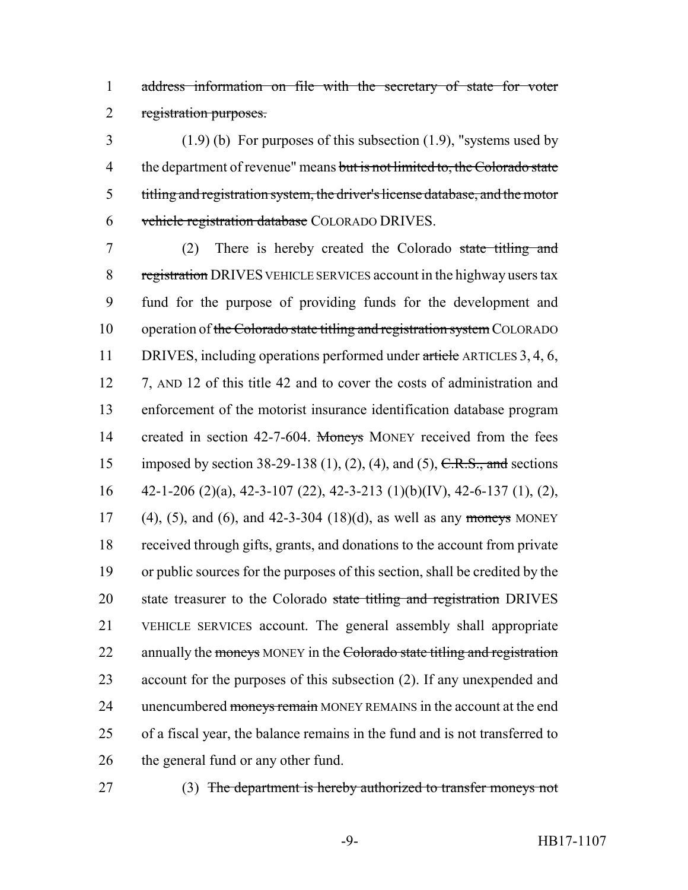~~address information on file with the secretary of state for voter registration purposes.~~

(1.9) (b) For purposes of this subsection (1.9), "systems used by the department of revenue" means ~~but is not limited to, the Colorado state titling and registration system, the driver's license database, and the motor vehicle registration database~~ COLORADO DRIVES.

(2) There is hereby created the Colorado ~~state titling and registration~~ DRIVES VEHICLE SERVICES account in the highway users tax fund for the purpose of providing funds for the development and operation of ~~the Colorado state titling and registration system~~ COLORADO DRIVES, including operations performed under ~~article~~ ARTICLES 3, 4, 6, 7, AND 12 of this title 42 and to cover the costs of administration and enforcement of the motorist insurance identification database program created in section 42-7-604. ~~Moneys~~ MONEY received from the fees imposed by section 38-29-138 (1), (2), (4), and (5), ~~C.R.S., and~~ sections 42-1-206 (2)(a), 42-3-107 (22), 42-3-213 (1)(b)(IV), 42-6-137 (1), (2), (4), (5), and (6), and 42-3-304 (18)(d), as well as any ~~moneys~~ MONEY received through gifts, grants, and donations to the account from private or public sources for the purposes of this section, shall be credited by the state treasurer to the Colorado ~~state titling and registration~~ DRIVES VEHICLE SERVICES account. The general assembly shall appropriate annually the ~~moneys~~ MONEY in the ~~Colorado state titling and registration~~ account for the purposes of this subsection (2). If any unexpended and unencumbered ~~moneys remain~~ MONEY REMAINS in the account at the end of a fiscal year, the balance remains in the fund and is not transferred to the general fund or any other fund.

(3) ~~The department is hereby authorized to transfer moneys not~~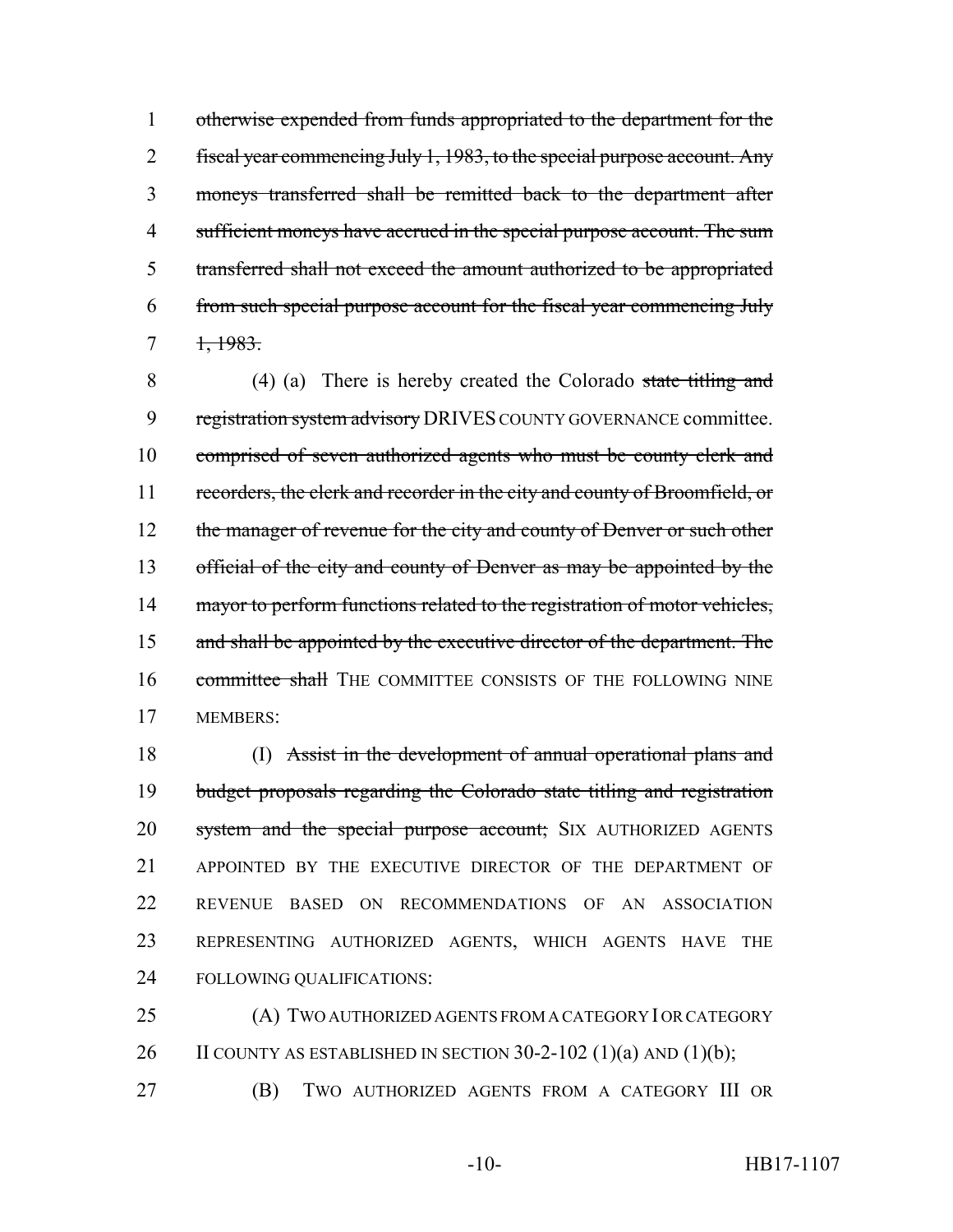otherwise expended from funds appropriated to the department for the fiscal year commencing July 1, 1983, to the special purpose account. Any moneys transferred shall be remitted back to the department after sufficient moneys have accrued in the special purpose account. The sum transferred shall not exceed the amount authorized to be appropriated from such special purpose account for the fiscal year commencing July 1, 1983.

(4) (a) There is hereby created the Colorado state titling and registration system advisory DRIVES COUNTY GOVERNANCE committee. comprised of seven authorized agents who must be county clerk and recorders, the clerk and recorder in the city and county of Broomfield, or the manager of revenue for the city and county of Denver or such other official of the city and county of Denver as may be appointed by the mayor to perform functions related to the registration of motor vehicles, and shall be appointed by the executive director of the department. The committee shall THE COMMITTEE CONSISTS OF THE FOLLOWING NINE MEMBERS:

(I) Assist in the development of annual operational plans and budget proposals regarding the Colorado state titling and registration system and the special purpose account; SIX AUTHORIZED AGENTS APPOINTED BY THE EXECUTIVE DIRECTOR OF THE DEPARTMENT OF REVENUE BASED ON RECOMMENDATIONS OF AN ASSOCIATION REPRESENTING AUTHORIZED AGENTS, WHICH AGENTS HAVE THE FOLLOWING QUALIFICATIONS:

(A) TWO AUTHORIZED AGENTS FROM A CATEGORY I OR CATEGORY II COUNTY AS ESTABLISHED IN SECTION 30-2-102 (1)(a) AND (1)(b);

(B) TWO AUTHORIZED AGENTS FROM A CATEGORY III OR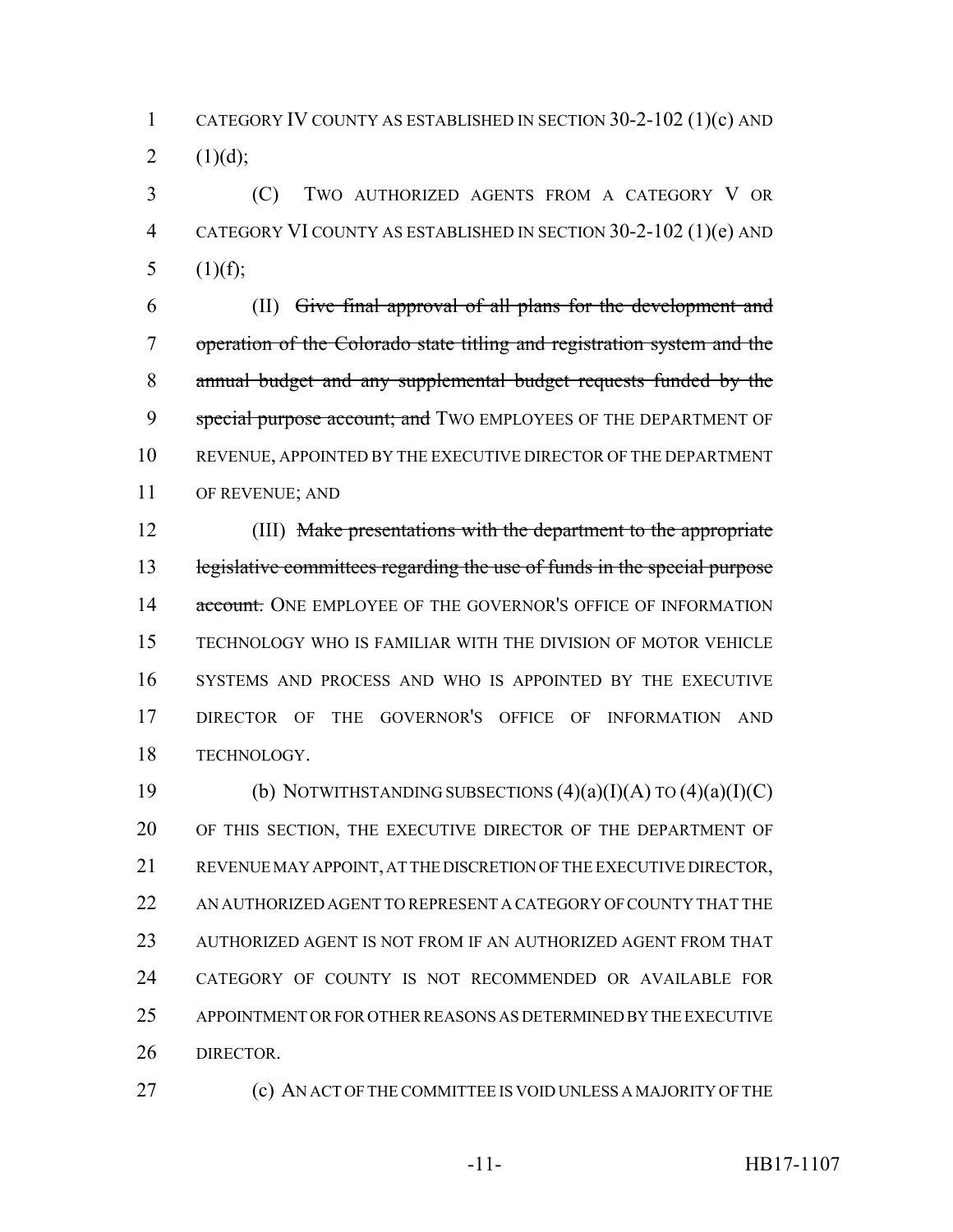CATEGORY IV COUNTY AS ESTABLISHED IN SECTION 30-2-102 (1)(c) AND (1)(d);

(C) TWO AUTHORIZED AGENTS FROM A CATEGORY V OR CATEGORY VI COUNTY AS ESTABLISHED IN SECTION 30-2-102 (1)(e) AND (1)(f);

(II) ~~Give final approval of all plans for the development and operation of the Colorado state titling and registration system and the annual budget and any supplemental budget requests funded by the special purpose account; and~~ TWO EMPLOYEES OF THE DEPARTMENT OF REVENUE, APPOINTED BY THE EXECUTIVE DIRECTOR OF THE DEPARTMENT OF REVENUE; AND

(III) ~~Make presentations with the department to the appropriate legislative committees regarding the use of funds in the special purpose account.~~ ONE EMPLOYEE OF THE GOVERNOR'S OFFICE OF INFORMATION TECHNOLOGY WHO IS FAMILIAR WITH THE DIVISION OF MOTOR VEHICLE SYSTEMS AND PROCESS AND WHO IS APPOINTED BY THE EXECUTIVE DIRECTOR OF THE GOVERNOR'S OFFICE OF INFORMATION AND TECHNOLOGY.

(b) NOTWITHSTANDING SUBSECTIONS (4)(a)(I)(A) TO (4)(a)(I)(C) OF THIS SECTION, THE EXECUTIVE DIRECTOR OF THE DEPARTMENT OF REVENUE MAY APPOINT, AT THE DISCRETION OF THE EXECUTIVE DIRECTOR, AN AUTHORIZED AGENT TO REPRESENT A CATEGORY OF COUNTY THAT THE AUTHORIZED AGENT IS NOT FROM IF AN AUTHORIZED AGENT FROM THAT CATEGORY OF COUNTY IS NOT RECOMMENDED OR AVAILABLE FOR APPOINTMENT OR FOR OTHER REASONS AS DETERMINED BY THE EXECUTIVE DIRECTOR.

(c) AN ACT OF THE COMMITTEE IS VOID UNLESS A MAJORITY OF THE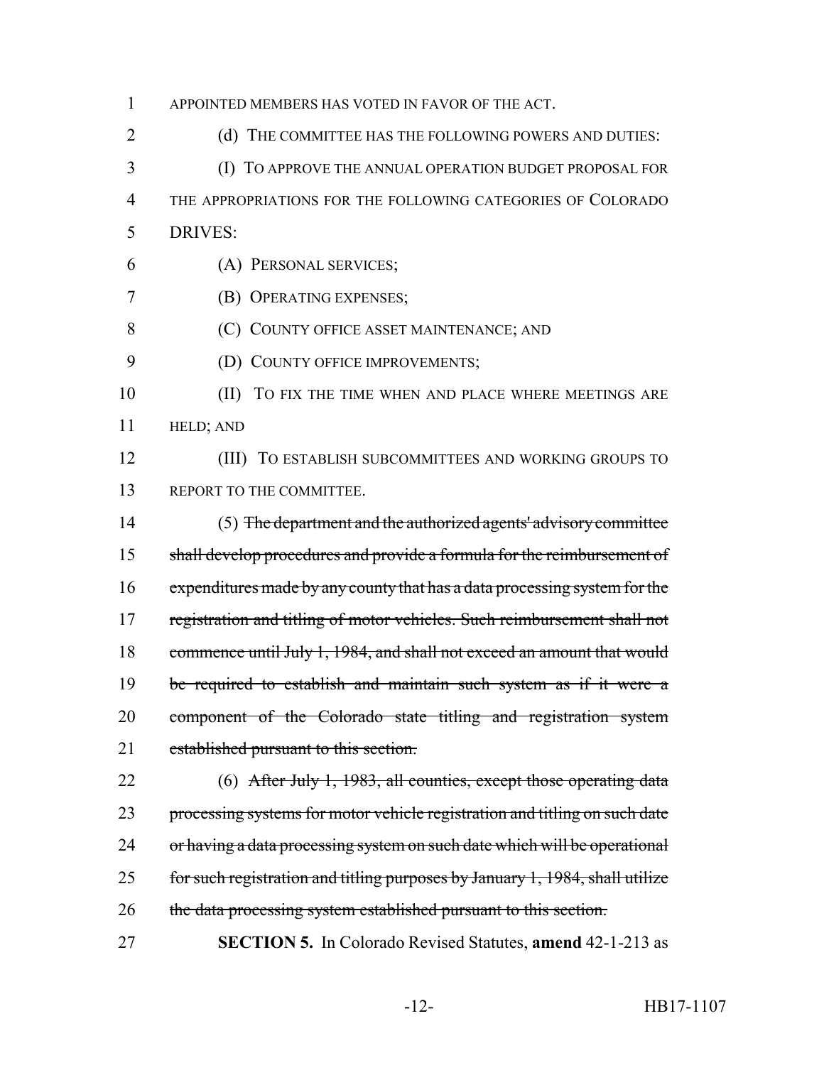APPOINTED MEMBERS HAS VOTED IN FAVOR OF THE ACT.

(d) THE COMMITTEE HAS THE FOLLOWING POWERS AND DUTIES:

(I) TO APPROVE THE ANNUAL OPERATION BUDGET PROPOSAL FOR THE APPROPRIATIONS FOR THE FOLLOWING CATEGORIES OF COLORADO DRIVES:

(A) PERSONAL SERVICES;

(B) OPERATING EXPENSES;

(C) COUNTY OFFICE ASSET MAINTENANCE; AND

(D) COUNTY OFFICE IMPROVEMENTS;

(II) TO FIX THE TIME WHEN AND PLACE WHERE MEETINGS ARE HELD; AND

(III) TO ESTABLISH SUBCOMMITTEES AND WORKING GROUPS TO REPORT TO THE COMMITTEE.

(5) ~~The department and the authorized agents' advisory committee shall develop procedures and provide a formula for the reimbursement of expenditures made by any county that has a data processing system for the registration and titling of motor vehicles. Such reimbursement shall not commence until July 1, 1984, and shall not exceed an amount that would be required to establish and maintain such system as if it were a component of the Colorado state titling and registration system established pursuant to this section.~~

(6) ~~After July 1, 1983, all counties, except those operating data processing systems for motor vehicle registration and titling on such date or having a data processing system on such date which will be operational for such registration and titling purposes by January 1, 1984, shall utilize the data processing system established pursuant to this section.~~

**SECTION 5.** In Colorado Revised Statutes, **amend** 42-1-213 as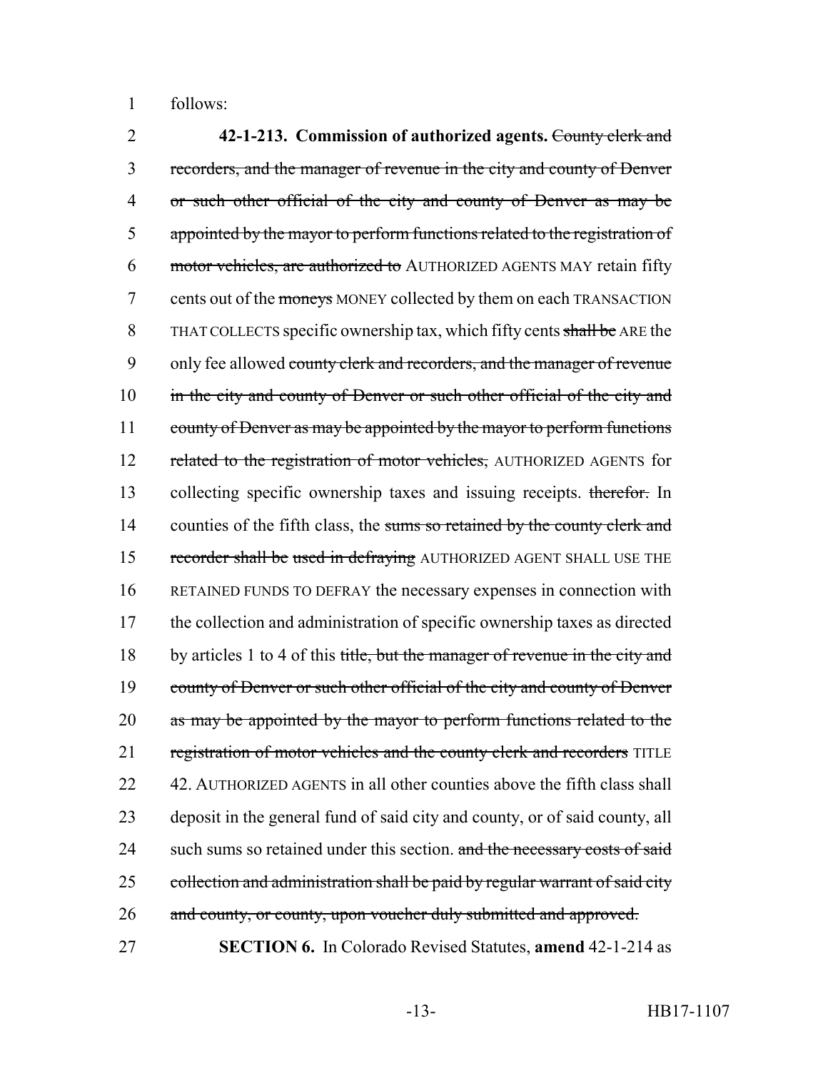follows:

**42-1-213. Commission of authorized agents.** ~~County clerk and recorders, and the manager of revenue in the city and county of Denver or such other official of the city and county of Denver as may be appointed by the mayor to perform functions related to the registration of motor vehicles, are authorized to~~ AUTHORIZED AGENTS MAY retain fifty cents out of the ~~moneys~~ MONEY collected by them on each TRANSACTION THAT COLLECTS specific ownership tax, which fifty cents ~~shall be~~ ARE the only fee allowed ~~county clerk and recorders, and the manager of revenue in the city and county of Denver or such other official of the city and county of Denver as may be appointed by the mayor to perform functions related to the registration of motor vehicles,~~ AUTHORIZED AGENTS for collecting specific ownership taxes and issuing receipts. ~~therefor.~~ In counties of the fifth class, the ~~sums so retained by the county clerk and recorder shall be used in defraying~~ AUTHORIZED AGENT SHALL USE THE RETAINED FUNDS TO DEFRAY the necessary expenses in connection with the collection and administration of specific ownership taxes as directed by articles 1 to 4 of this ~~title, but the manager of revenue in the city and county of Denver or such other official of the city and county of Denver as may be appointed by the mayor to perform functions related to the registration of motor vehicles and the county clerk and recorders~~ TITLE 42. AUTHORIZED AGENTS in all other counties above the fifth class shall deposit in the general fund of said city and county, or of said county, all such sums so retained under this section. ~~and the necessary costs of said collection and administration shall be paid by regular warrant of said city and county, or county, upon voucher duly submitted and approved.~~

**SECTION 6.** In Colorado Revised Statutes, **amend** 42-1-214 as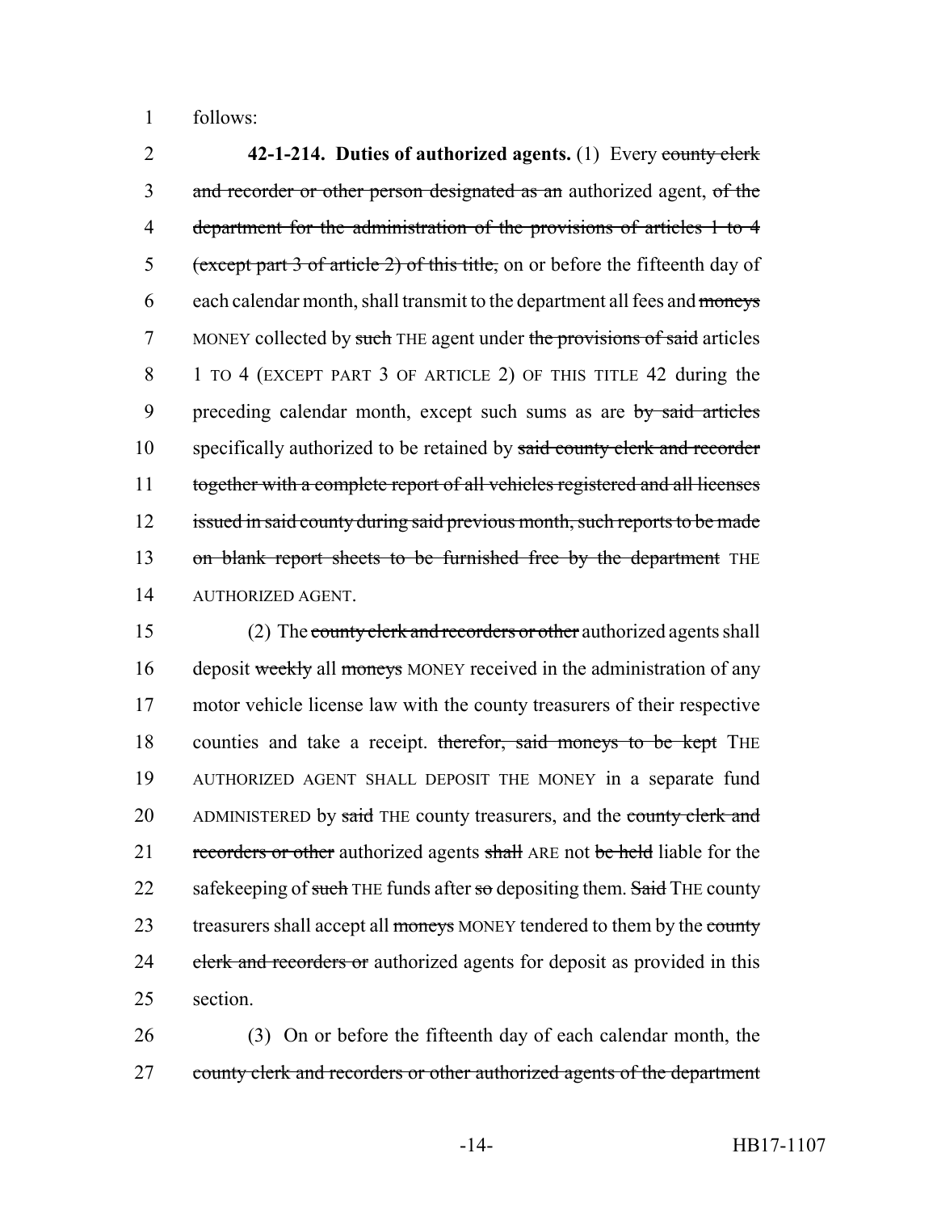follows:

**42-1-214. Duties of authorized agents.** (1) Every ~~county clerk and recorder or other person designated as an~~ authorized agent, ~~of the department for the administration of the provisions of articles 1 to 4 (except part 3 of article 2) of this title,~~ on or before the fifteenth day of each calendar month, shall transmit to the department all fees and ~~moneys~~ MONEY collected by ~~such~~ THE agent under ~~the provisions of said~~ articles 1 TO 4 (EXCEPT PART 3 OF ARTICLE 2) OF THIS TITLE 42 during the preceding calendar month, except such sums as are ~~by said articles~~ specifically authorized to be retained by ~~said county clerk and recorder together with a complete report of all vehicles registered and all licenses issued in said county during said previous month, such reports to be made on blank report sheets to be furnished free by the department~~ THE AUTHORIZED AGENT.

(2) The ~~county clerk and recorders or other~~ authorized agents shall deposit ~~weekly~~ all ~~moneys~~ MONEY received in the administration of any motor vehicle license law with the county treasurers of their respective counties and take a receipt. ~~therefor, said moneys to be kept~~ THE AUTHORIZED AGENT SHALL DEPOSIT THE MONEY in a separate fund ADMINISTERED by ~~said~~ THE county treasurers, and the ~~county clerk and recorders or other~~ authorized agents ~~shall~~ ARE not ~~be held~~ liable for the safekeeping of ~~such~~ THE funds after ~~so~~ depositing them. ~~Said~~ THE county treasurers shall accept all ~~moneys~~ MONEY tendered to them by the ~~county clerk and recorders or~~ authorized agents for deposit as provided in this section.

(3) On or before the fifteenth day of each calendar month, the ~~county clerk and recorders or other authorized agents of the department~~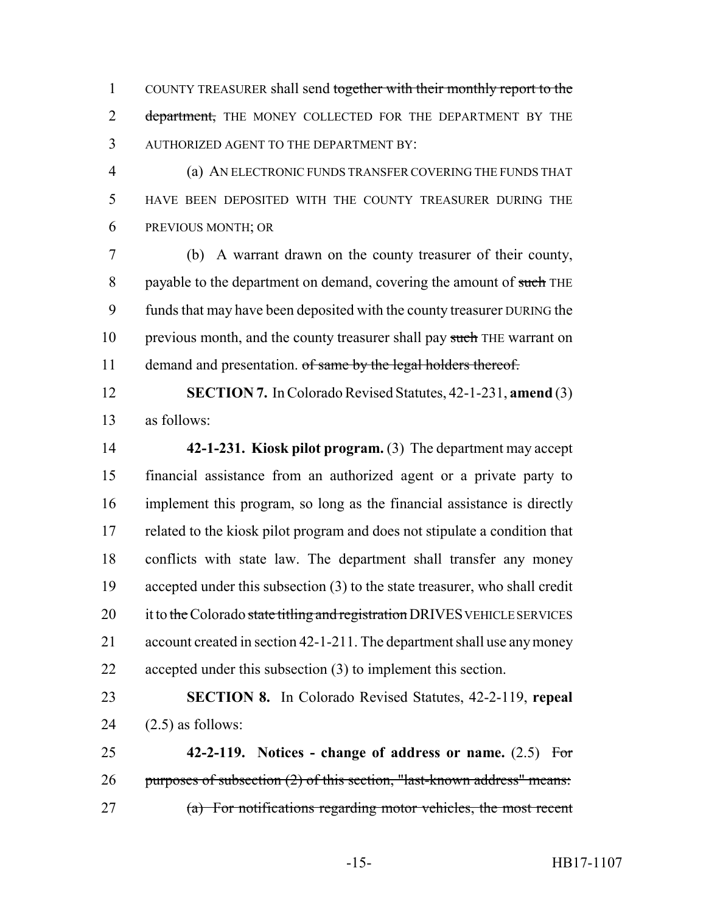1 COUNTY TREASURER shall send ~~together with their monthly report to the~~
2 ~~department,~~ THE MONEY COLLECTED FOR THE DEPARTMENT BY THE
3 AUTHORIZED AGENT TO THE DEPARTMENT BY:

4 (a) AN ELECTRONIC FUNDS TRANSFER COVERING THE FUNDS THAT
5 HAVE BEEN DEPOSITED WITH THE COUNTY TREASURER DURING THE
6 PREVIOUS MONTH; OR

7 (b) A warrant drawn on the county treasurer of their county,
8 payable to the department on demand, covering the amount of ~~such~~ THE
9 funds that may have been deposited with the county treasurer DURING the
10 previous month, and the county treasurer shall pay ~~such~~ THE warrant on
11 demand and presentation. ~~of same by the legal holders thereof.~~

12 **SECTION 7.** In Colorado Revised Statutes, 42-1-231, **amend** (3)
13 as follows:

14 **42-1-231. Kiosk pilot program.** (3) The department may accept
15 financial assistance from an authorized agent or a private party to
16 implement this program, so long as the financial assistance is directly
17 related to the kiosk pilot program and does not stipulate a condition that
18 conflicts with state law. The department shall transfer any money
19 accepted under this subsection (3) to the state treasurer, who shall credit
20 it to ~~the~~ Colorado ~~state titling and registration~~ DRIVES VEHICLE SERVICES
21 account created in section 42-1-211. The department shall use any money
22 accepted under this subsection (3) to implement this section.

23 **SECTION 8.** In Colorado Revised Statutes, 42-2-119, **repeal**
24 (2.5) as follows:

25 **42-2-119. Notices - change of address or name.** (2.5) ~~For~~
26 ~~purposes of subsection (2) of this section, "last-known address" means:~~
27 ~~(a) For notifications regarding motor vehicles, the most recent~~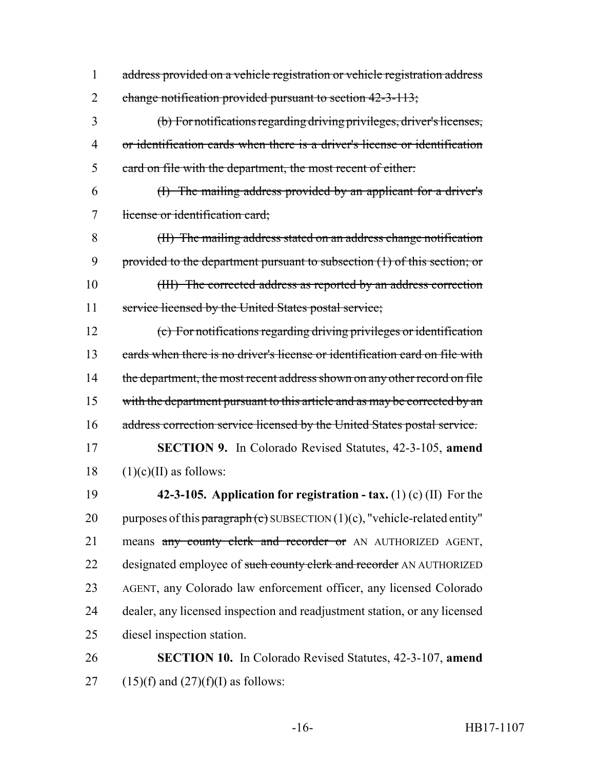~~address provided on a vehicle registration or vehicle registration address change notification provided pursuant to section 42-3-113;~~

~~(b) For notifications regarding driving privileges, driver's licenses, or identification cards when there is a driver's license or identification card on file with the department, the most recent of either:~~

~~(I) The mailing address provided by an applicant for a driver's license or identification card;~~

~~(II) The mailing address stated on an address change notification provided to the department pursuant to subsection (1) of this section; or~~

~~(III) The corrected address as reported by an address correction service licensed by the United States postal service;~~

~~(c) For notifications regarding driving privileges or identification cards when there is no driver's license or identification card on file with the department, the most recent address shown on any other record on file with the department pursuant to this article and as may be corrected by an address correction service licensed by the United States postal service.~~

**SECTION 9.** In Colorado Revised Statutes, 42-3-105, **amend** (1)(c)(II) as follows:

**42-3-105. Application for registration - tax.** (1) (c) (II) For the purposes of this ~~paragraph (c)~~ SUBSECTION (1)(c), "vehicle-related entity" means ~~any county clerk and recorder or~~ AN AUTHORIZED AGENT, designated employee of ~~such county clerk and recorder~~ AN AUTHORIZED AGENT, any Colorado law enforcement officer, any licensed Colorado dealer, any licensed inspection and readjustment station, or any licensed diesel inspection station.

**SECTION 10.** In Colorado Revised Statutes, 42-3-107, **amend** (15)(f) and (27)(f)(I) as follows: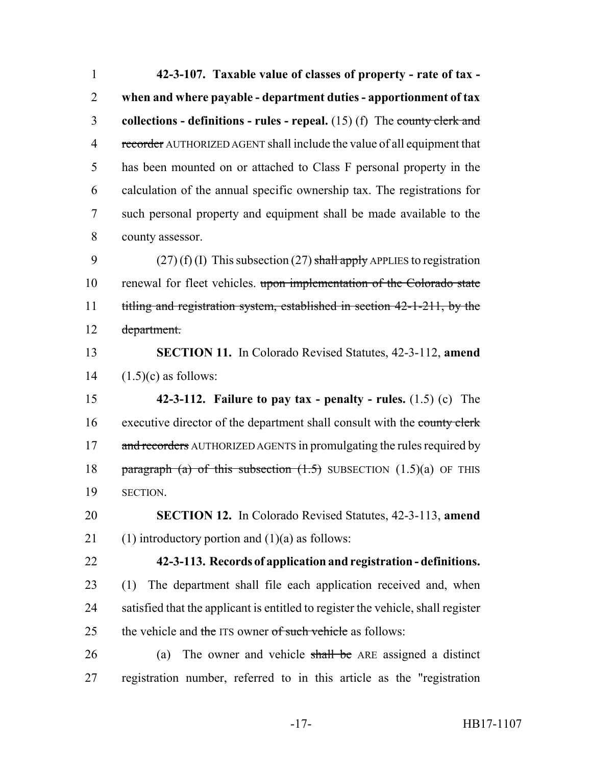**42-3-107. Taxable value of classes of property - rate of tax - when and where payable - department duties - apportionment of tax collections - definitions - rules - repeal.** (15) (f) The ~~county clerk and recorder~~ AUTHORIZED AGENT shall include the value of all equipment that has been mounted on or attached to Class F personal property in the calculation of the annual specific ownership tax. The registrations for such personal property and equipment shall be made available to the county assessor.

(27) (f) (I) This subsection (27) ~~shall apply~~ APPLIES to registration renewal for fleet vehicles. ~~upon implementation of the Colorado state titling and registration system, established in section 42-1-211, by the department.~~

**SECTION 11.** In Colorado Revised Statutes, 42-3-112, **amend** (1.5)(c) as follows:

**42-3-112. Failure to pay tax - penalty - rules.** (1.5) (c) The executive director of the department shall consult with the ~~county clerk and recorders~~ AUTHORIZED AGENTS in promulgating the rules required by ~~paragraph (a) of this subsection (1.5)~~ SUBSECTION (1.5)(a) OF THIS SECTION.

**SECTION 12.** In Colorado Revised Statutes, 42-3-113, **amend** (1) introductory portion and (1)(a) as follows:

**42-3-113. Records of application and registration - definitions.** (1) The department shall file each application received and, when satisfied that the applicant is entitled to register the vehicle, shall register the vehicle and ~~the~~ ITS owner ~~of such vehicle~~ as follows:

(a) The owner and vehicle ~~shall be~~ ARE assigned a distinct registration number, referred to in this article as the "registration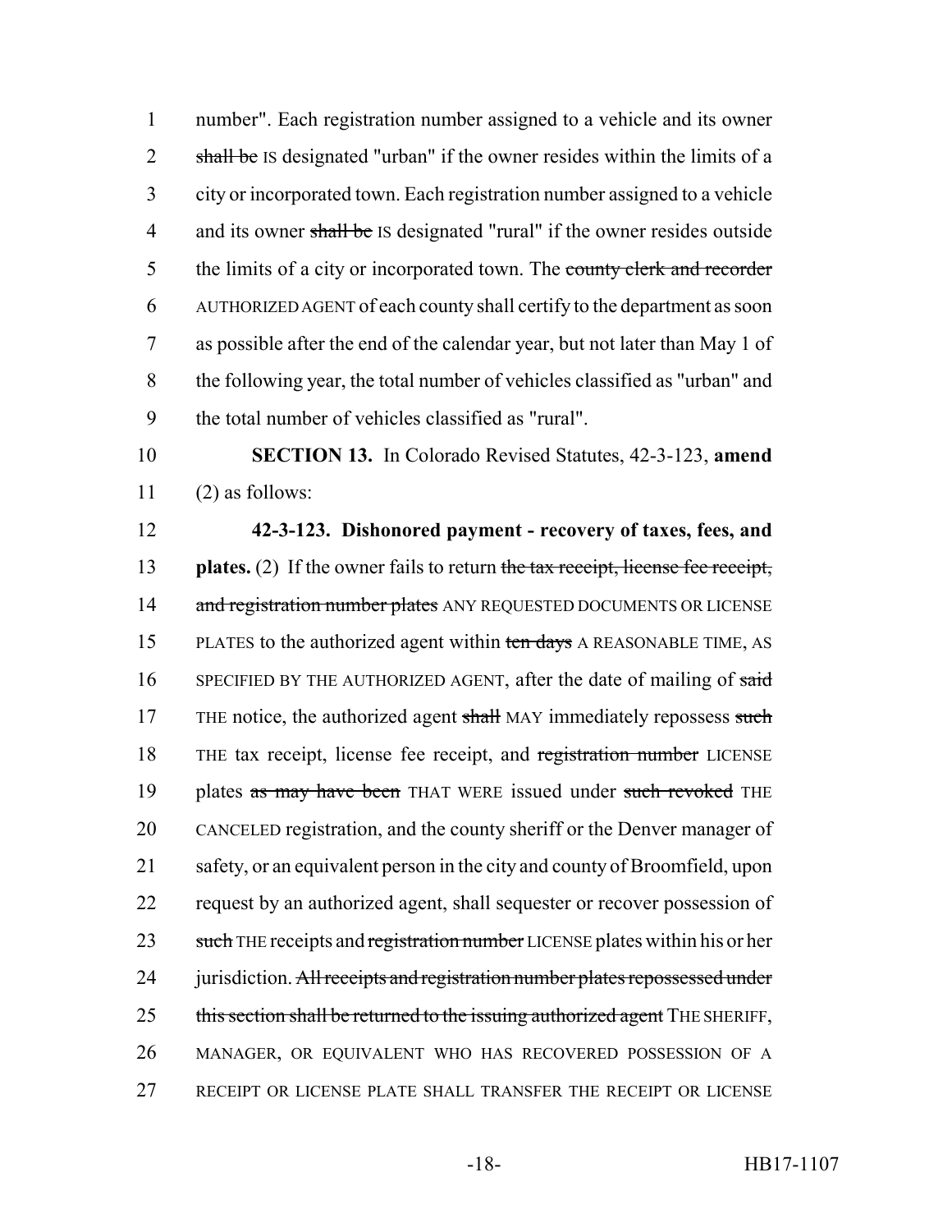number". Each registration number assigned to a vehicle and its owner ~~shall be~~ IS designated "urban" if the owner resides within the limits of a city or incorporated town. Each registration number assigned to a vehicle and its owner ~~shall be~~ IS designated "rural" if the owner resides outside the limits of a city or incorporated town. The ~~county clerk and recorder~~ AUTHORIZED AGENT of each county shall certify to the department as soon as possible after the end of the calendar year, but not later than May 1 of the following year, the total number of vehicles classified as "urban" and the total number of vehicles classified as "rural".

**SECTION 13.** In Colorado Revised Statutes, 42-3-123, **amend** (2) as follows:

**42-3-123. Dishonored payment - recovery of taxes, fees, and plates.** (2) If the owner fails to return ~~the tax receipt, license fee receipt, and registration number plates~~ ANY REQUESTED DOCUMENTS OR LICENSE PLATES to the authorized agent within ~~ten days~~ A REASONABLE TIME, AS SPECIFIED BY THE AUTHORIZED AGENT, after the date of mailing of ~~said~~ THE notice, the authorized agent ~~shall~~ MAY immediately repossess ~~such~~ THE tax receipt, license fee receipt, and ~~registration number~~ LICENSE plates ~~as may have been~~ THAT WERE issued under ~~such revoked~~ THE CANCELED registration, and the county sheriff or the Denver manager of safety, or an equivalent person in the city and county of Broomfield, upon request by an authorized agent, shall sequester or recover possession of ~~such~~ THE receipts and ~~registration number~~ LICENSE plates within his or her jurisdiction. ~~All receipts and registration number plates repossessed under this section shall be returned to the issuing authorized agent~~ THE SHERIFF, MANAGER, OR EQUIVALENT WHO HAS RECOVERED POSSESSION OF A RECEIPT OR LICENSE PLATE SHALL TRANSFER THE RECEIPT OR LICENSE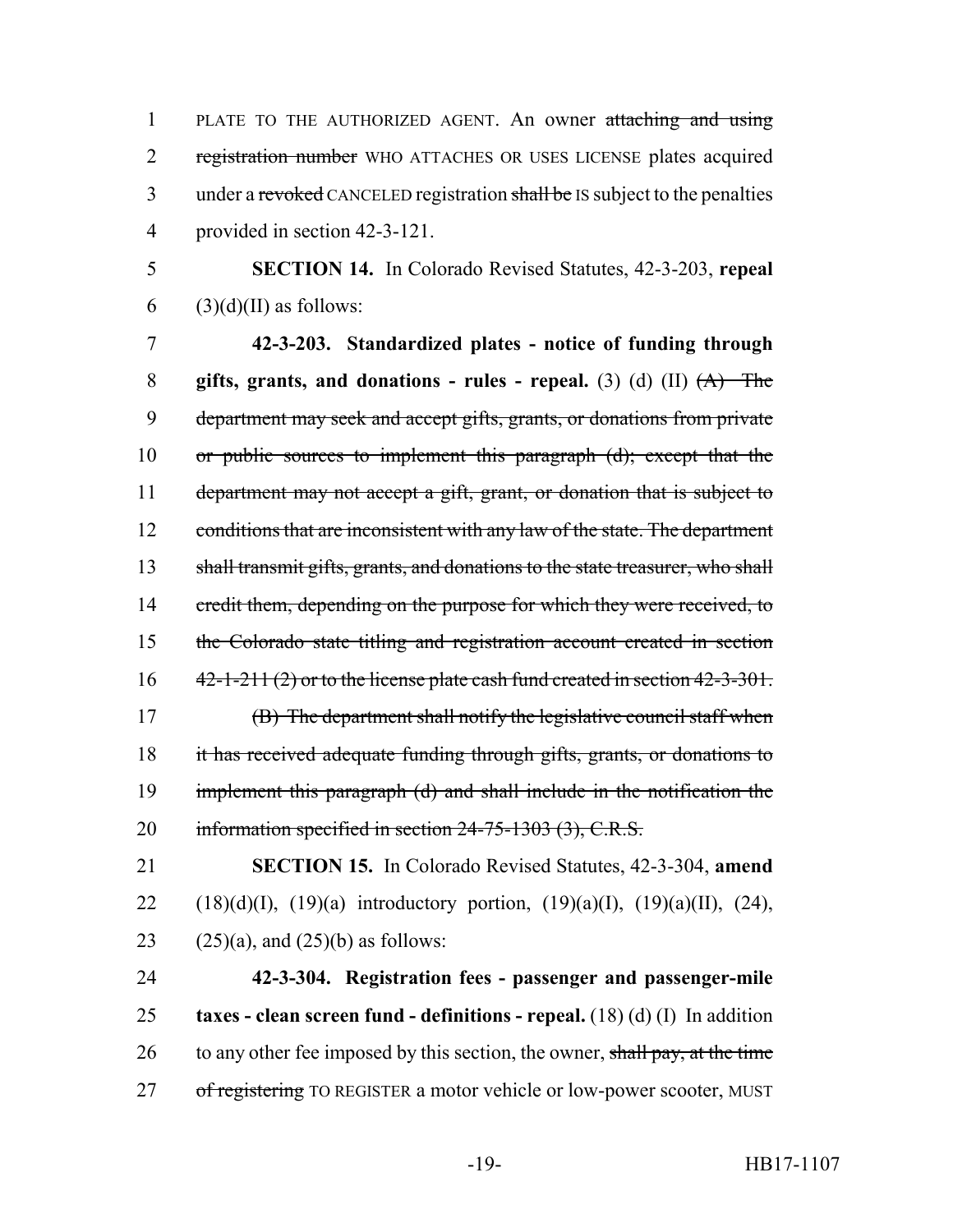PLATE TO THE AUTHORIZED AGENT. An owner ~~attaching and using registration number~~ WHO ATTACHES OR USES LICENSE plates acquired under a ~~revoked~~ CANCELED registration ~~shall be~~ IS subject to the penalties provided in section 42-3-121.

**SECTION 14.** In Colorado Revised Statutes, 42-3-203, **repeal** (3)(d)(II) as follows:

**42-3-203. Standardized plates - notice of funding through gifts, grants, and donations - rules - repeal.** (3) (d) (II) ~~(A) The department may seek and accept gifts, grants, or donations from private or public sources to implement this paragraph (d); except that the department may not accept a gift, grant, or donation that is subject to conditions that are inconsistent with any law of the state. The department shall transmit gifts, grants, and donations to the state treasurer, who shall credit them, depending on the purpose for which they were received, to the Colorado state titling and registration account created in section 42-1-211 (2) or to the license plate cash fund created in section 42-3-301.~~

~~(B) The department shall notify the legislative council staff when it has received adequate funding through gifts, grants, or donations to implement this paragraph (d) and shall include in the notification the information specified in section 24-75-1303 (3), C.R.S.~~

**SECTION 15.** In Colorado Revised Statutes, 42-3-304, **amend** (18)(d)(I), (19)(a) introductory portion, (19)(a)(I), (19)(a)(II), (24), (25)(a), and (25)(b) as follows:

**42-3-304. Registration fees - passenger and passenger-mile taxes - clean screen fund - definitions - repeal.** (18) (d) (I) In addition to any other fee imposed by this section, the owner, ~~shall pay, at the time of registering~~ TO REGISTER a motor vehicle or low-power scooter, MUST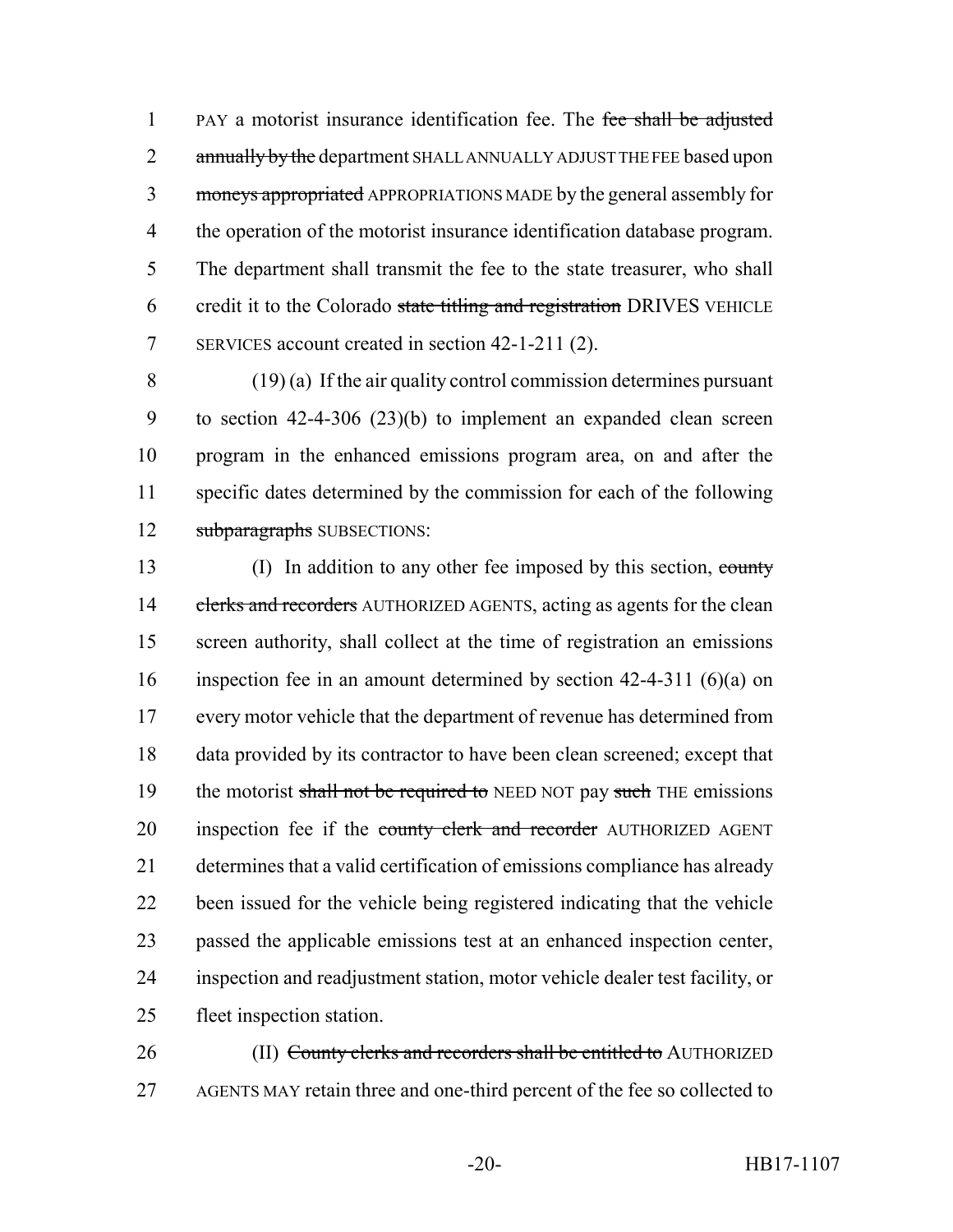PAY a motorist insurance identification fee. The ~~fee shall be adjusted annually by the~~ department SHALL ANNUALLY ADJUST THE FEE based upon ~~moneys appropriated~~ APPROPRIATIONS MADE by the general assembly for the operation of the motorist insurance identification database program. The department shall transmit the fee to the state treasurer, who shall credit it to the Colorado ~~state titling and registration~~ DRIVES VEHICLE SERVICES account created in section 42-1-211 (2).

(19) (a) If the air quality control commission determines pursuant to section 42-4-306 (23)(b) to implement an expanded clean screen program in the enhanced emissions program area, on and after the specific dates determined by the commission for each of the following ~~subparagraphs~~ SUBSECTIONS:

(I) In addition to any other fee imposed by this section, ~~county clerks and recorders~~ AUTHORIZED AGENTS, acting as agents for the clean screen authority, shall collect at the time of registration an emissions inspection fee in an amount determined by section 42-4-311 (6)(a) on every motor vehicle that the department of revenue has determined from data provided by its contractor to have been clean screened; except that the motorist ~~shall not be required to~~ NEED NOT pay ~~such~~ THE emissions inspection fee if the ~~county clerk and recorder~~ AUTHORIZED AGENT determines that a valid certification of emissions compliance has already been issued for the vehicle being registered indicating that the vehicle passed the applicable emissions test at an enhanced inspection center, inspection and readjustment station, motor vehicle dealer test facility, or fleet inspection station.

(II) ~~County clerks and recorders shall be entitled to~~ AUTHORIZED AGENTS MAY retain three and one-third percent of the fee so collected to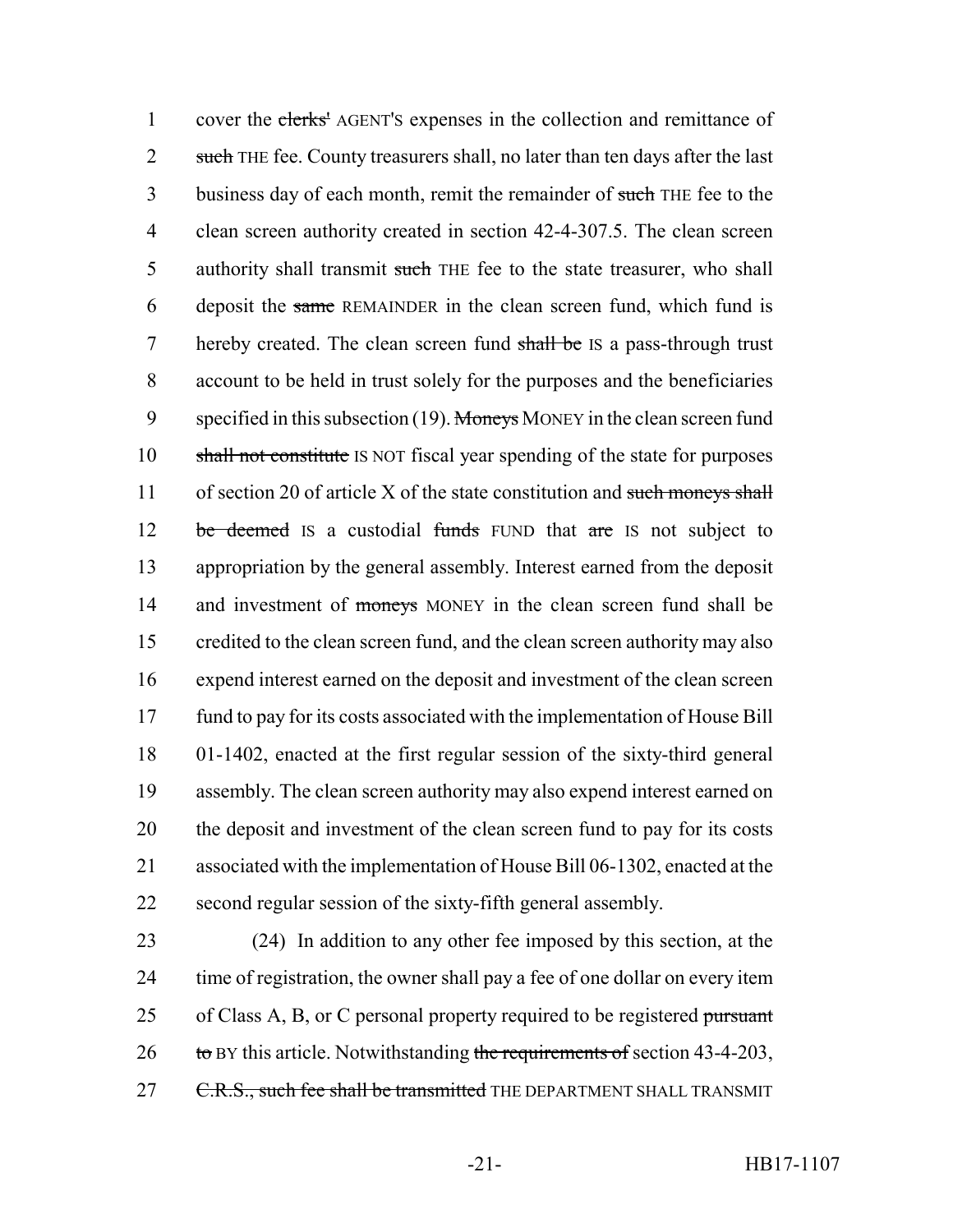cover the ~~clerks'~~ AGENT'S expenses in the collection and remittance of ~~such~~ THE fee. County treasurers shall, no later than ten days after the last business day of each month, remit the remainder of ~~such~~ THE fee to the clean screen authority created in section 42-4-307.5. The clean screen authority shall transmit ~~such~~ THE fee to the state treasurer, who shall deposit the ~~same~~ REMAINDER in the clean screen fund, which fund is hereby created. The clean screen fund ~~shall be~~ IS a pass-through trust account to be held in trust solely for the purposes and the beneficiaries specified in this subsection (19). ~~Moneys~~ MONEY in the clean screen fund ~~shall not constitute~~ IS NOT fiscal year spending of the state for purposes of section 20 of article X of the state constitution and ~~such moneys shall be deemed~~ IS a custodial ~~funds~~ FUND that ~~are~~ IS not subject to appropriation by the general assembly. Interest earned from the deposit and investment of ~~moneys~~ MONEY in the clean screen fund shall be credited to the clean screen fund, and the clean screen authority may also expend interest earned on the deposit and investment of the clean screen fund to pay for its costs associated with the implementation of House Bill 01-1402, enacted at the first regular session of the sixty-third general assembly. The clean screen authority may also expend interest earned on the deposit and investment of the clean screen fund to pay for its costs associated with the implementation of House Bill 06-1302, enacted at the second regular session of the sixty-fifth general assembly.

(24) In addition to any other fee imposed by this section, at the time of registration, the owner shall pay a fee of one dollar on every item of Class A, B, or C personal property required to be registered ~~pursuant to~~ BY this article. Notwithstanding ~~the requirements of~~ section 43-4-203, ~~C.R.S., such fee shall be transmitted~~ THE DEPARTMENT SHALL TRANSMIT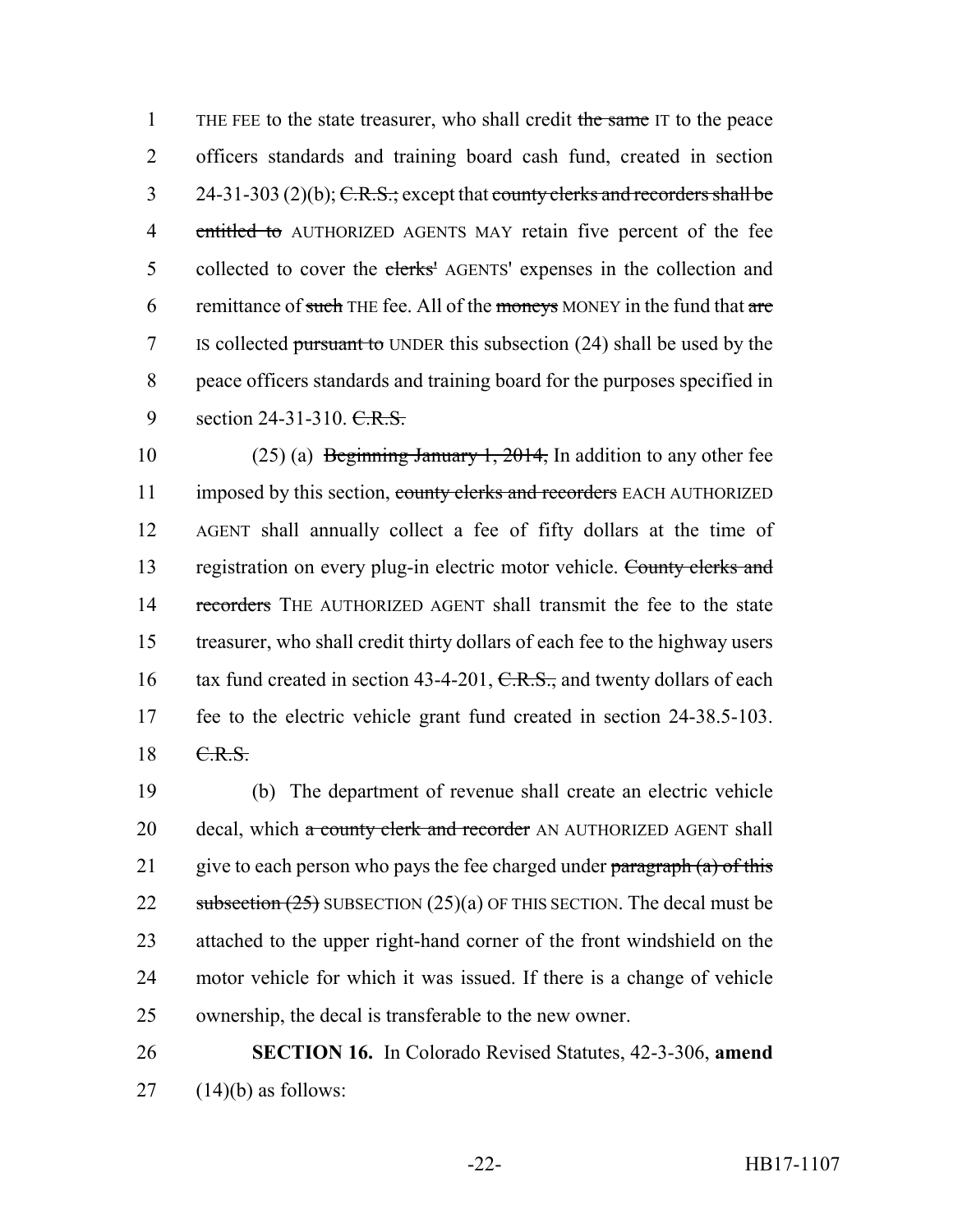THE FEE to the state treasurer, who shall credit ~~the same~~ IT to the peace officers standards and training board cash fund, created in section 24-31-303 (2)(b); ~~C.R.S.;~~ except that ~~county clerks and recorders shall be entitled to~~ AUTHORIZED AGENTS MAY retain five percent of the fee collected to cover the ~~clerks'~~ AGENTS' expenses in the collection and remittance of ~~such~~ THE fee. All of the ~~moneys~~ MONEY in the fund that ~~are~~ IS collected ~~pursuant to~~ UNDER this subsection (24) shall be used by the peace officers standards and training board for the purposes specified in section 24-31-310. ~~C.R.S.~~

(25) (a) ~~Beginning January 1, 2014,~~ In addition to any other fee imposed by this section, ~~county clerks and recorders~~ EACH AUTHORIZED AGENT shall annually collect a fee of fifty dollars at the time of registration on every plug-in electric motor vehicle. ~~County clerks and recorders~~ THE AUTHORIZED AGENT shall transmit the fee to the state treasurer, who shall credit thirty dollars of each fee to the highway users tax fund created in section 43-4-201, ~~C.R.S.,~~ and twenty dollars of each fee to the electric vehicle grant fund created in section 24-38.5-103. ~~C.R.S.~~

(b) The department of revenue shall create an electric vehicle decal, which ~~a county clerk and recorder~~ AN AUTHORIZED AGENT shall give to each person who pays the fee charged under ~~paragraph (a) of this subsection (25)~~ SUBSECTION (25)(a) OF THIS SECTION. The decal must be attached to the upper right-hand corner of the front windshield on the motor vehicle for which it was issued. If there is a change of vehicle ownership, the decal is transferable to the new owner.

**SECTION 16.** In Colorado Revised Statutes, 42-3-306, **amend** (14)(b) as follows: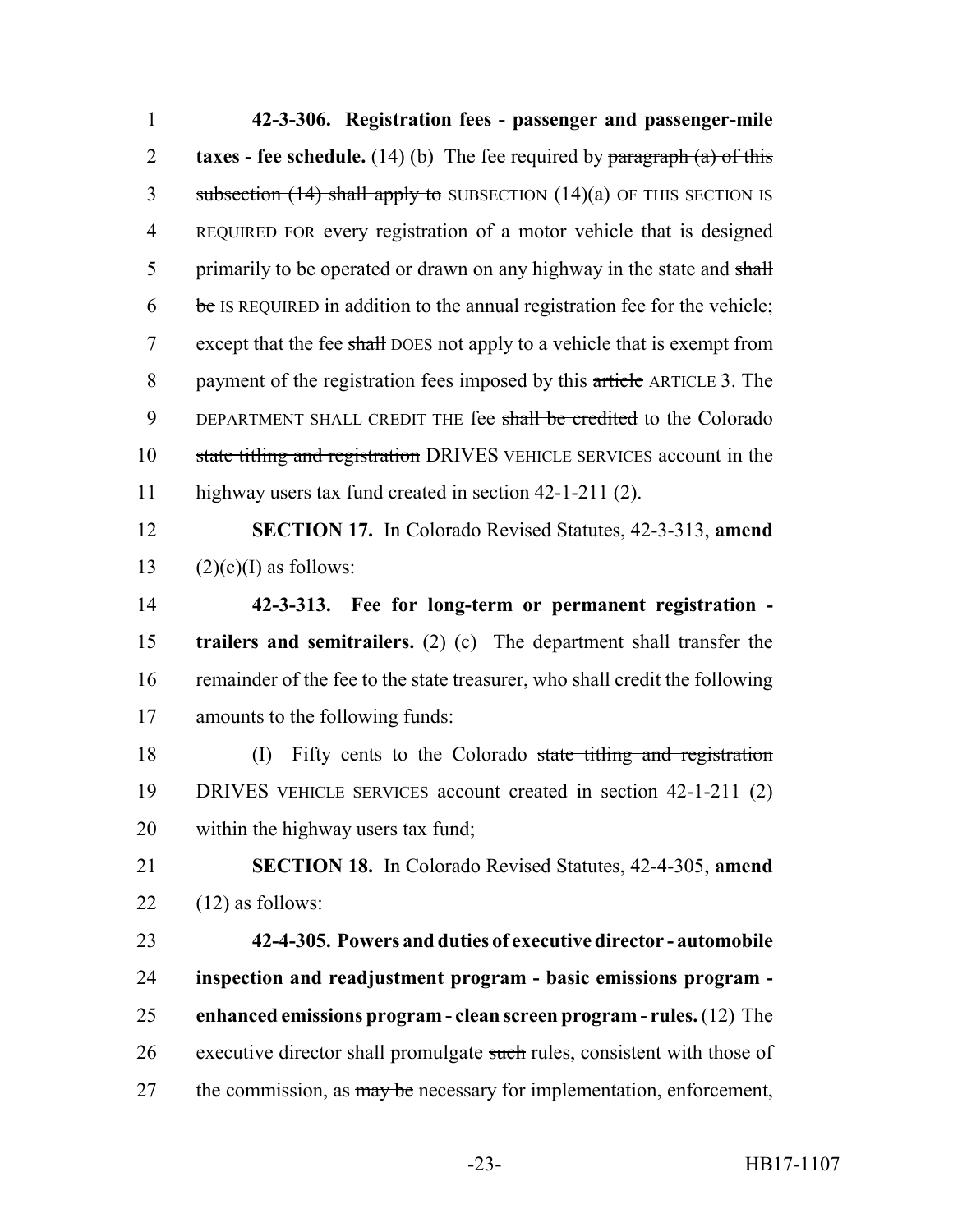**42-3-306. Registration fees - passenger and passenger-mile taxes - fee schedule.** (14) (b) The fee required by ~~paragraph (a) of this subsection (14) shall apply to~~ SUBSECTION (14)(a) OF THIS SECTION IS REQUIRED FOR every registration of a motor vehicle that is designed primarily to be operated or drawn on any highway in the state and ~~shall be~~ IS REQUIRED in addition to the annual registration fee for the vehicle; except that the fee ~~shall~~ DOES not apply to a vehicle that is exempt from payment of the registration fees imposed by this ~~article~~ ARTICLE 3. The DEPARTMENT SHALL CREDIT THE fee ~~shall be credited~~ to the Colorado ~~state titling and registration~~ DRIVES VEHICLE SERVICES account in the highway users tax fund created in section 42-1-211 (2).

**SECTION 17.** In Colorado Revised Statutes, 42-3-313, **amend** (2)(c)(I) as follows:

**42-3-313. Fee for long-term or permanent registration - trailers and semitrailers.** (2) (c) The department shall transfer the remainder of the fee to the state treasurer, who shall credit the following amounts to the following funds:

(I) Fifty cents to the Colorado ~~state titling and registration~~ DRIVES VEHICLE SERVICES account created in section 42-1-211 (2) within the highway users tax fund;

**SECTION 18.** In Colorado Revised Statutes, 42-4-305, **amend** (12) as follows:

**42-4-305. Powers and duties of executive director - automobile inspection and readjustment program - basic emissions program - enhanced emissions program - clean screen program - rules.** (12) The executive director shall promulgate ~~such~~ rules, consistent with those of the commission, as ~~may be~~ necessary for implementation, enforcement,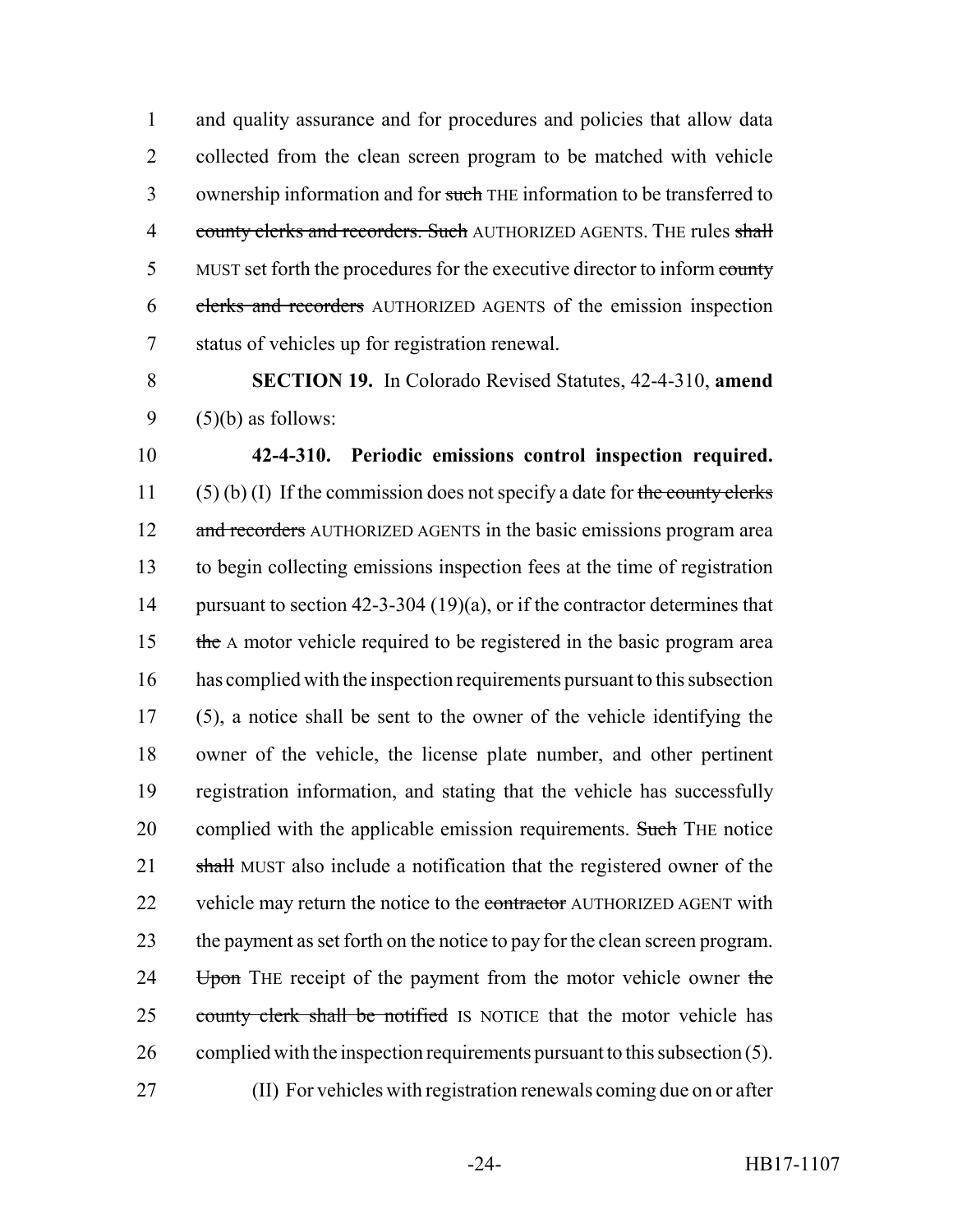and quality assurance and for procedures and policies that allow data collected from the clean screen program to be matched with vehicle ownership information and for ~~such~~ THE information to be transferred to ~~county clerks and recorders. Such~~ AUTHORIZED AGENTS. THE rules ~~shall~~ MUST set forth the procedures for the executive director to inform ~~county clerks and recorders~~ AUTHORIZED AGENTS of the emission inspection status of vehicles up for registration renewal.

**SECTION 19.** In Colorado Revised Statutes, 42-4-310, **amend** (5)(b) as follows:

**42-4-310. Periodic emissions control inspection required.** (5) (b) (I) If the commission does not specify a date for ~~the county clerks and recorders~~ AUTHORIZED AGENTS in the basic emissions program area to begin collecting emissions inspection fees at the time of registration pursuant to section 42-3-304 (19)(a), or if the contractor determines that ~~the~~ A motor vehicle required to be registered in the basic program area has complied with the inspection requirements pursuant to this subsection (5), a notice shall be sent to the owner of the vehicle identifying the owner of the vehicle, the license plate number, and other pertinent registration information, and stating that the vehicle has successfully complied with the applicable emission requirements. ~~Such~~ THE notice ~~shall~~ MUST also include a notification that the registered owner of the vehicle may return the notice to the ~~contractor~~ AUTHORIZED AGENT with the payment as set forth on the notice to pay for the clean screen program. ~~Upon~~ THE receipt of the payment from the motor vehicle owner ~~the county clerk shall be notified~~ IS NOTICE that the motor vehicle has complied with the inspection requirements pursuant to this subsection (5).

(II) For vehicles with registration renewals coming due on or after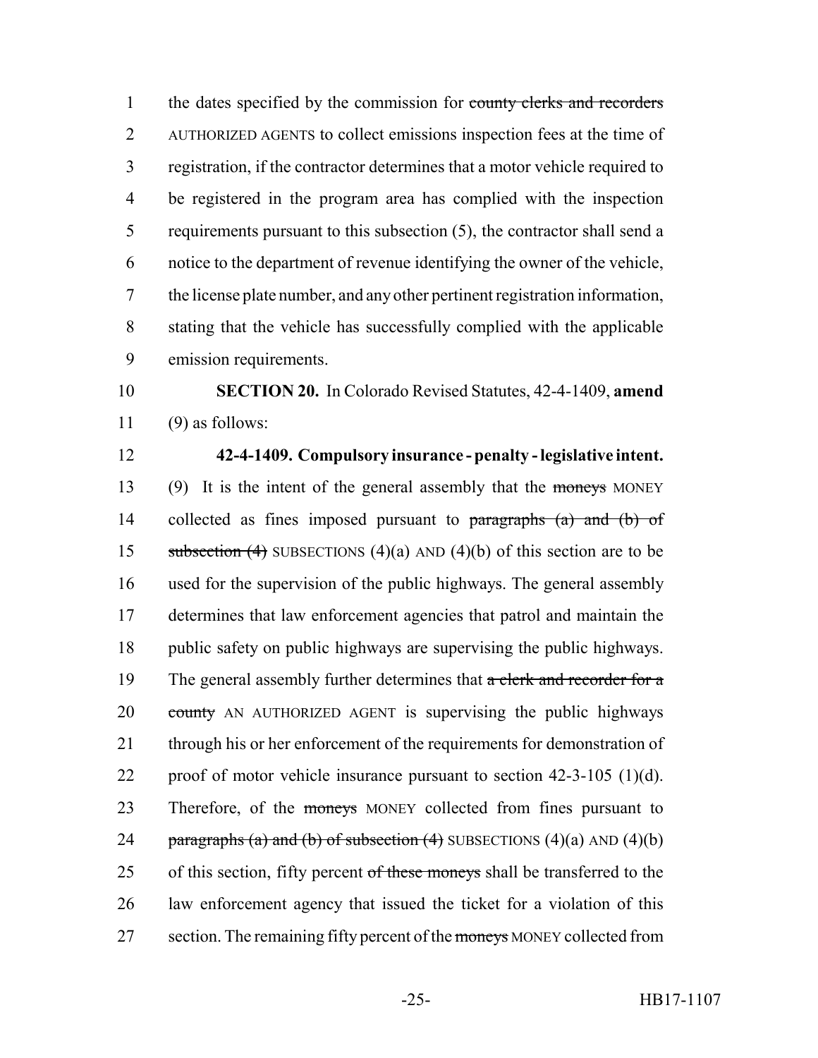the dates specified by the commission for ~~county clerks and recorders~~ AUTHORIZED AGENTS to collect emissions inspection fees at the time of registration, if the contractor determines that a motor vehicle required to be registered in the program area has complied with the inspection requirements pursuant to this subsection (5), the contractor shall send a notice to the department of revenue identifying the owner of the vehicle, the license plate number, and any other pertinent registration information, stating that the vehicle has successfully complied with the applicable emission requirements.

**SECTION 20.** In Colorado Revised Statutes, 42-4-1409, **amend** (9) as follows:

**42-4-1409. Compulsory insurance - penalty - legislative intent.** (9) It is the intent of the general assembly that the ~~moneys~~ MONEY collected as fines imposed pursuant to ~~paragraphs (a) and (b) of subsection (4)~~ SUBSECTIONS (4)(a) AND (4)(b) of this section are to be used for the supervision of the public highways. The general assembly determines that law enforcement agencies that patrol and maintain the public safety on public highways are supervising the public highways. The general assembly further determines that ~~a clerk and recorder for a county~~ AN AUTHORIZED AGENT is supervising the public highways through his or her enforcement of the requirements for demonstration of proof of motor vehicle insurance pursuant to section 42-3-105 (1)(d). Therefore, of the ~~moneys~~ MONEY collected from fines pursuant to ~~paragraphs (a) and (b) of subsection (4)~~ SUBSECTIONS (4)(a) AND (4)(b) of this section, fifty percent ~~of these moneys~~ shall be transferred to the law enforcement agency that issued the ticket for a violation of this section. The remaining fifty percent of the ~~moneys~~ MONEY collected from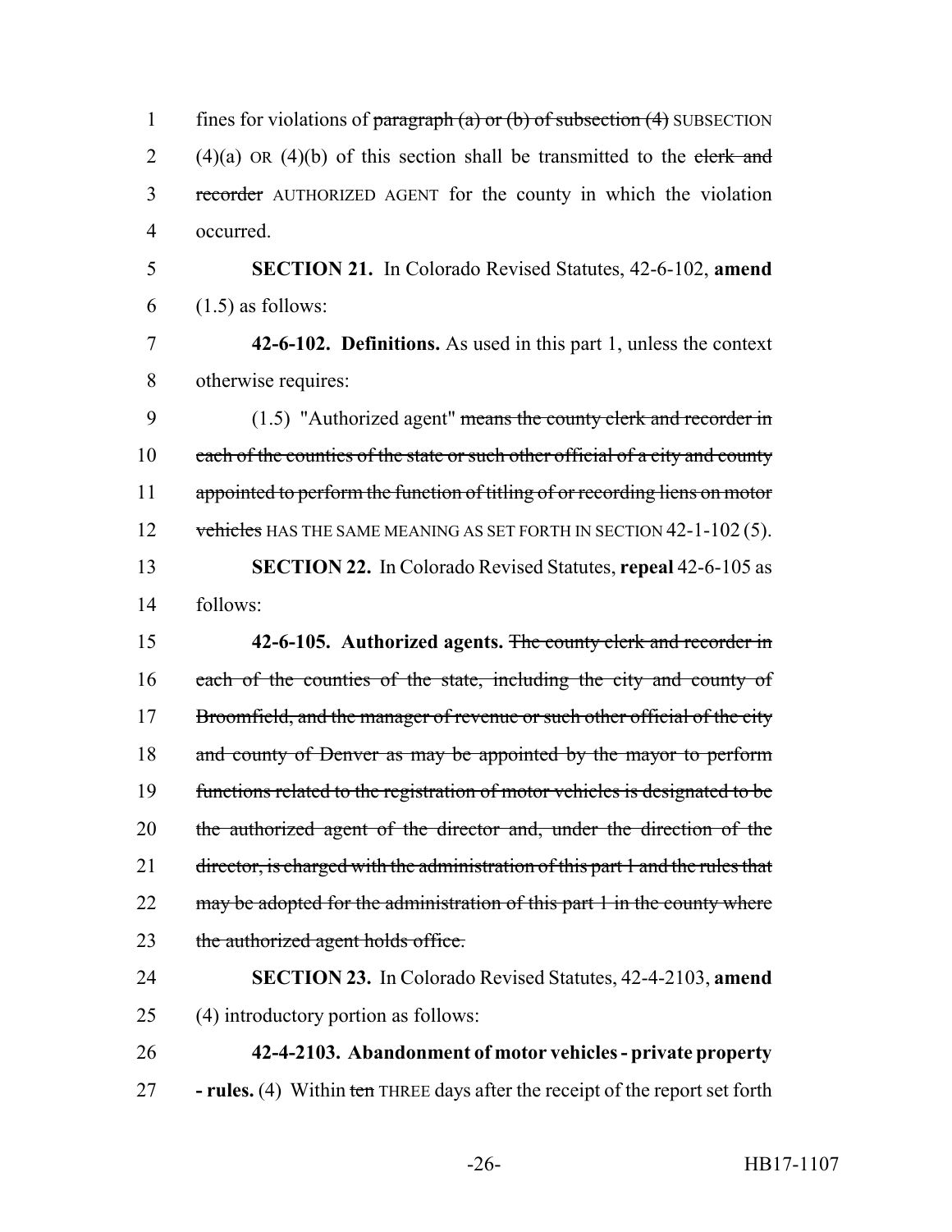fines for violations of ~~paragraph (a) or (b) of subsection (4)~~ SUBSECTION (4)(a) OR (4)(b) of this section shall be transmitted to the ~~clerk and recorder~~ AUTHORIZED AGENT for the county in which the violation occurred.

**SECTION 21.** In Colorado Revised Statutes, 42-6-102, **amend** (1.5) as follows:

**42-6-102. Definitions.** As used in this part 1, unless the context otherwise requires:

(1.5) "Authorized agent" ~~means the county clerk and recorder in each of the counties of the state or such other official of a city and county appointed to perform the function of titling of or recording liens on motor vehicles~~ HAS THE SAME MEANING AS SET FORTH IN SECTION 42-1-102 (5).

**SECTION 22.** In Colorado Revised Statutes, **repeal** 42-6-105 as follows:

**42-6-105. Authorized agents.** ~~The county clerk and recorder in each of the counties of the state, including the city and county of Broomfield, and the manager of revenue or such other official of the city and county of Denver as may be appointed by the mayor to perform functions related to the registration of motor vehicles is designated to be the authorized agent of the director and, under the direction of the director, is charged with the administration of this part 1 and the rules that may be adopted for the administration of this part 1 in the county where the authorized agent holds office.~~

**SECTION 23.** In Colorado Revised Statutes, 42-4-2103, **amend** (4) introductory portion as follows:

**42-4-2103. Abandonment of motor vehicles - private property - rules.** (4) Within ~~ten~~ THREE days after the receipt of the report set forth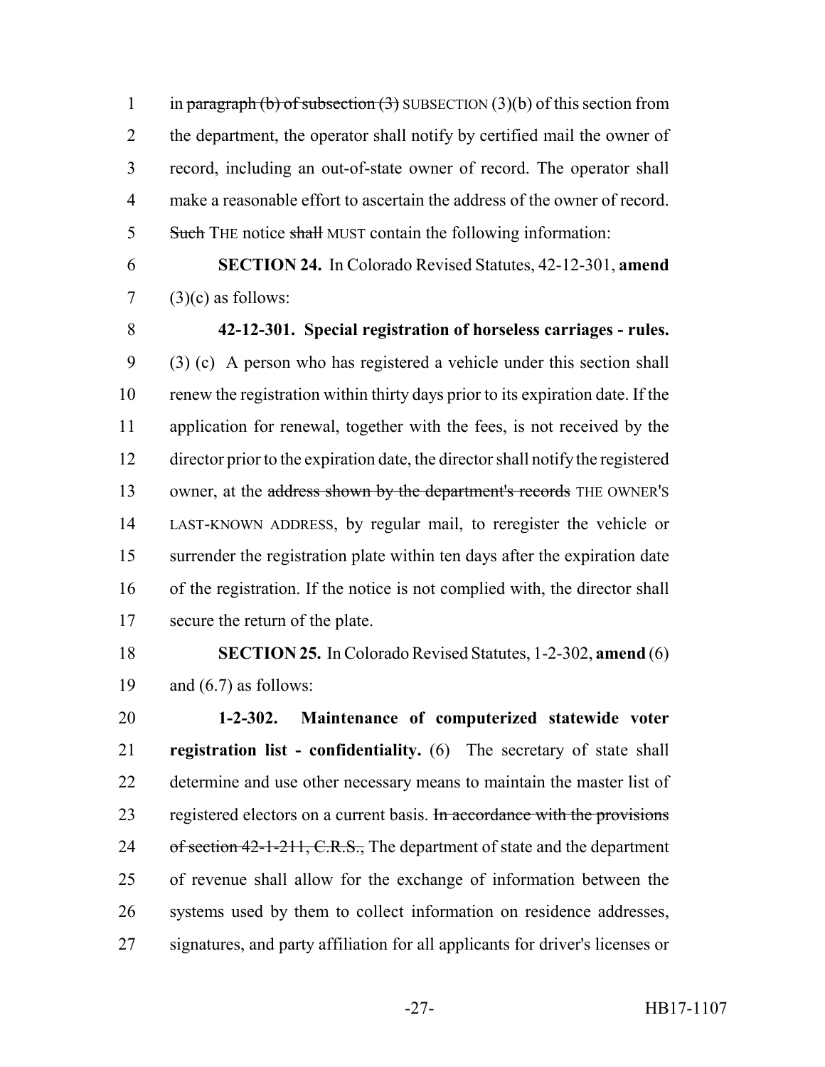in ~~paragraph (b) of subsection (3)~~ SUBSECTION (3)(b) of this section from the department, the operator shall notify by certified mail the owner of record, including an out-of-state owner of record. The operator shall make a reasonable effort to ascertain the address of the owner of record. ~~Such~~ THE notice ~~shall~~ MUST contain the following information:

**SECTION 24.** In Colorado Revised Statutes, 42-12-301, **amend** (3)(c) as follows:

**42-12-301. Special registration of horseless carriages - rules.** (3) (c) A person who has registered a vehicle under this section shall renew the registration within thirty days prior to its expiration date. If the application for renewal, together with the fees, is not received by the director prior to the expiration date, the director shall notify the registered owner, at the ~~address shown by the department's records~~ THE OWNER'S LAST-KNOWN ADDRESS, by regular mail, to reregister the vehicle or surrender the registration plate within ten days after the expiration date of the registration. If the notice is not complied with, the director shall secure the return of the plate.

**SECTION 25.** In Colorado Revised Statutes, 1-2-302, **amend** (6) and (6.7) as follows:

**1-2-302. Maintenance of computerized statewide voter registration list - confidentiality.** (6) The secretary of state shall determine and use other necessary means to maintain the master list of registered electors on a current basis. ~~In accordance with the provisions of section 42-1-211, C.R.S.,~~ The department of state and the department of revenue shall allow for the exchange of information between the systems used by them to collect information on residence addresses, signatures, and party affiliation for all applicants for driver's licenses or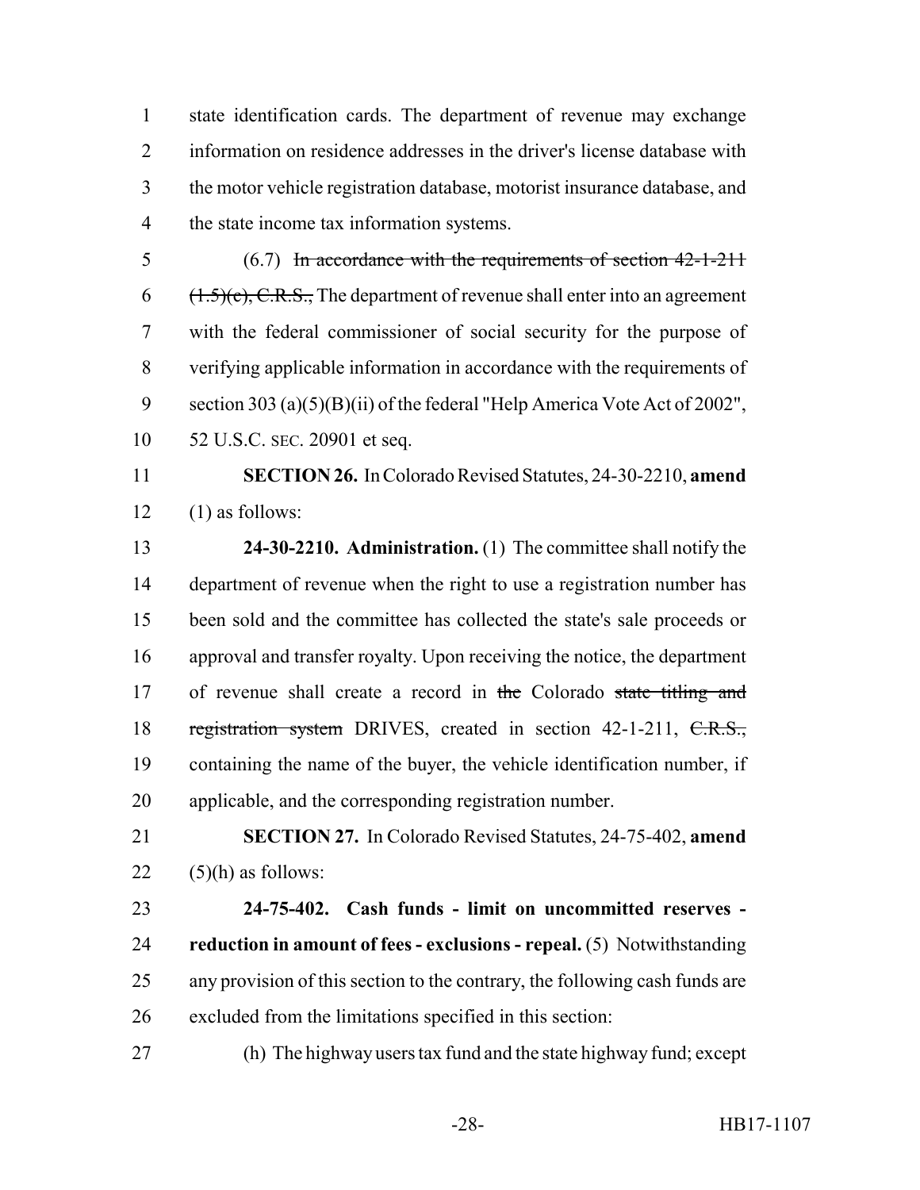state identification cards. The department of revenue may exchange information on residence addresses in the driver's license database with the motor vehicle registration database, motorist insurance database, and the state income tax information systems.

(6.7) ~~In accordance with the requirements of section 42-1-211 (1.5)(c), C.R.S.,~~ The department of revenue shall enter into an agreement with the federal commissioner of social security for the purpose of verifying applicable information in accordance with the requirements of section 303 (a)(5)(B)(ii) of the federal "Help America Vote Act of 2002", 52 U.S.C. SEC. 20901 et seq.

**SECTION 26.** In Colorado Revised Statutes, 24-30-2210, **amend** (1) as follows:

**24-30-2210. Administration.** (1) The committee shall notify the department of revenue when the right to use a registration number has been sold and the committee has collected the state's sale proceeds or approval and transfer royalty. Upon receiving the notice, the department of revenue shall create a record in ~~the~~ Colorado ~~state titling and registration system~~ DRIVES, created in section 42-1-211, ~~C.R.S.,~~ containing the name of the buyer, the vehicle identification number, if applicable, and the corresponding registration number.

**SECTION 27.** In Colorado Revised Statutes, 24-75-402, **amend** (5)(h) as follows:

**24-75-402. Cash funds - limit on uncommitted reserves - reduction in amount of fees - exclusions - repeal.** (5) Notwithstanding any provision of this section to the contrary, the following cash funds are excluded from the limitations specified in this section:

(h) The highway users tax fund and the state highway fund; except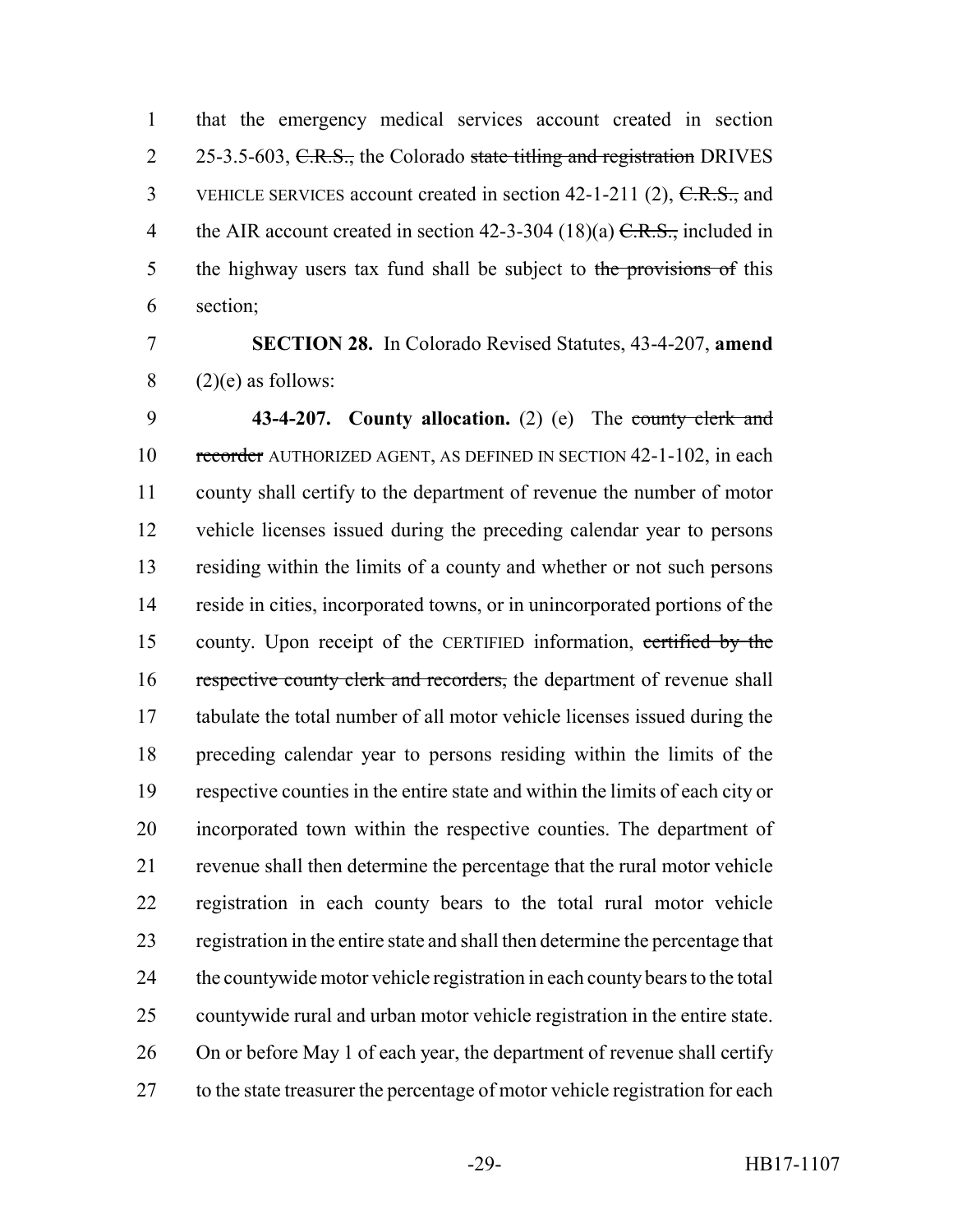that the emergency medical services account created in section 25-3.5-603, ~~C.R.S.,~~ the Colorado ~~state titling and registration~~ DRIVES VEHICLE SERVICES account created in section 42-1-211 (2), ~~C.R.S.,~~ and the AIR account created in section 42-3-304 (18)(a) ~~C.R.S.,~~ included in the highway users tax fund shall be subject to ~~the provisions of~~ this section;

**SECTION 28.** In Colorado Revised Statutes, 43-4-207, **amend** (2)(e) as follows:

**43-4-207. County allocation.** (2) (e) The ~~county clerk and recorder~~ AUTHORIZED AGENT, AS DEFINED IN SECTION 42-1-102, in each county shall certify to the department of revenue the number of motor vehicle licenses issued during the preceding calendar year to persons residing within the limits of a county and whether or not such persons reside in cities, incorporated towns, or in unincorporated portions of the county. Upon receipt of the CERTIFIED information, ~~certified by the respective county clerk and recorders,~~ the department of revenue shall tabulate the total number of all motor vehicle licenses issued during the preceding calendar year to persons residing within the limits of the respective counties in the entire state and within the limits of each city or incorporated town within the respective counties. The department of revenue shall then determine the percentage that the rural motor vehicle registration in each county bears to the total rural motor vehicle registration in the entire state and shall then determine the percentage that the countywide motor vehicle registration in each county bears to the total countywide rural and urban motor vehicle registration in the entire state. On or before May 1 of each year, the department of revenue shall certify to the state treasurer the percentage of motor vehicle registration for each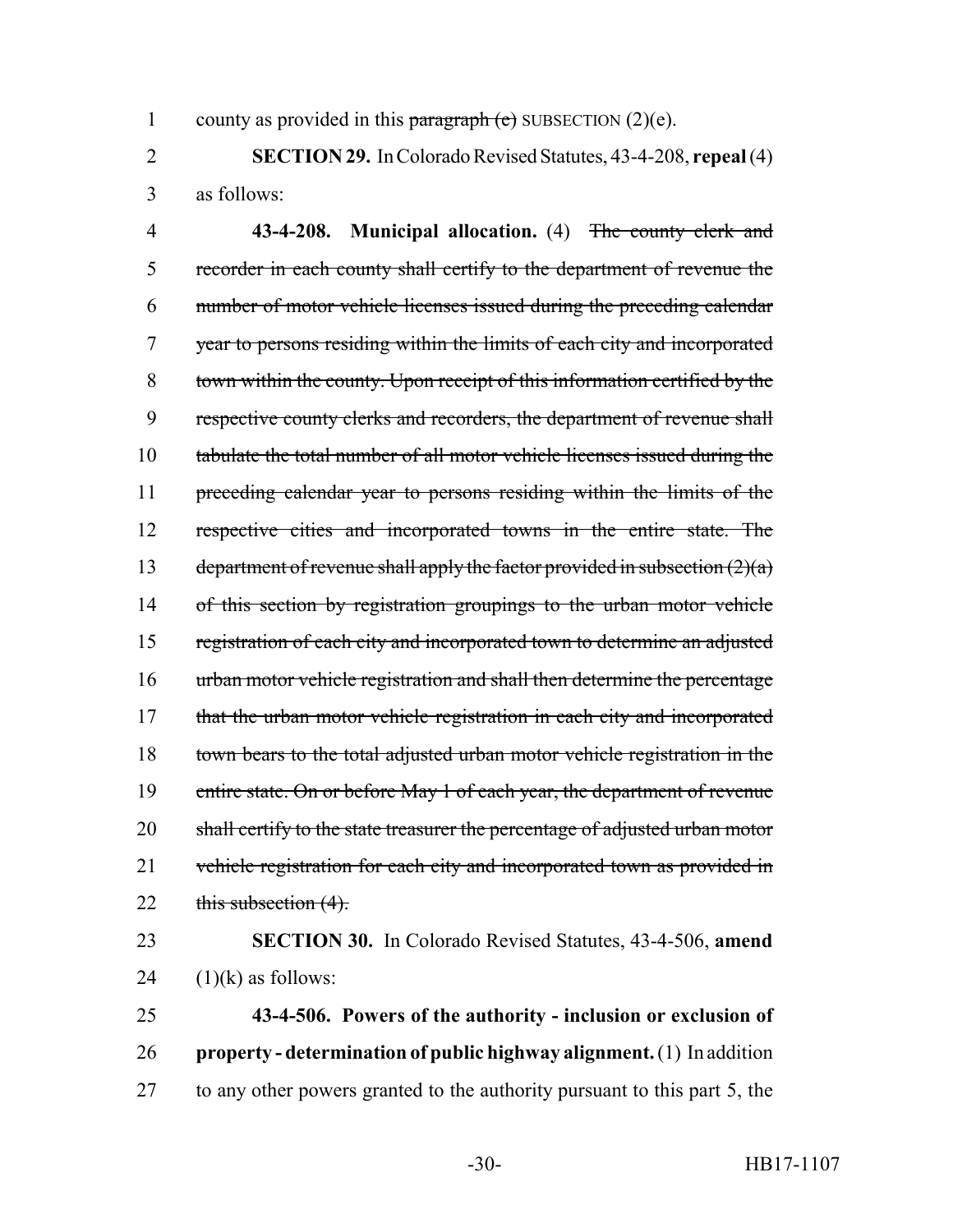county as provided in this ~~paragraph (e)~~ SUBSECTION (2)(e).

**SECTION 29.** In Colorado Revised Statutes, 43-4-208, **repeal** (4) as follows:

**43-4-208. Municipal allocation.** (4) ~~The county clerk and recorder in each county shall certify to the department of revenue the number of motor vehicle licenses issued during the preceding calendar year to persons residing within the limits of each city and incorporated town within the county. Upon receipt of this information certified by the respective county clerks and recorders, the department of revenue shall tabulate the total number of all motor vehicle licenses issued during the preceding calendar year to persons residing within the limits of the respective cities and incorporated towns in the entire state. The department of revenue shall apply the factor provided in subsection (2)(a) of this section by registration groupings to the urban motor vehicle registration of each city and incorporated town to determine an adjusted urban motor vehicle registration and shall then determine the percentage that the urban motor vehicle registration in each city and incorporated town bears to the total adjusted urban motor vehicle registration in the entire state. On or before May 1 of each year, the department of revenue shall certify to the state treasurer the percentage of adjusted urban motor vehicle registration for each city and incorporated town as provided in this subsection (4).~~

**SECTION 30.** In Colorado Revised Statutes, 43-4-506, **amend** (1)(k) as follows:

**43-4-506. Powers of the authority - inclusion or exclusion of property - determination of public highway alignment.** (1) In addition to any other powers granted to the authority pursuant to this part 5, the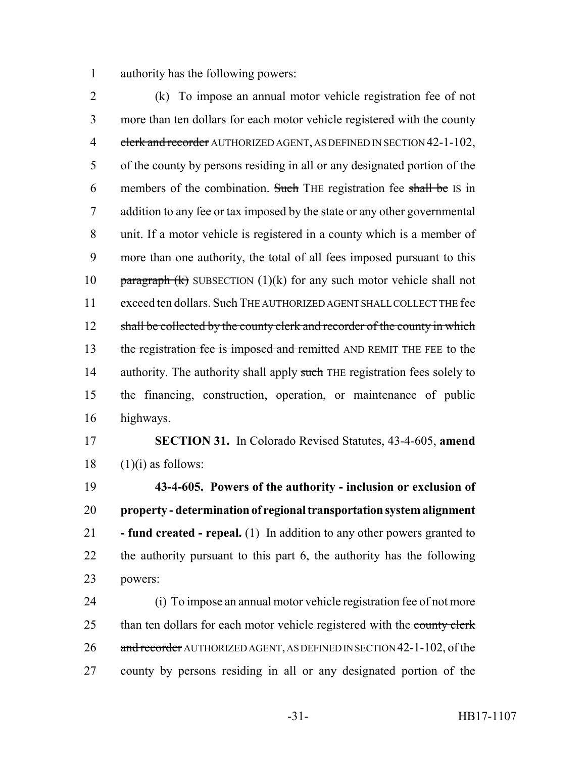authority has the following powers:

(k) To impose an annual motor vehicle registration fee of not more than ten dollars for each motor vehicle registered with the ~~county clerk and recorder~~ AUTHORIZED AGENT, AS DEFINED IN SECTION 42-1-102, of the county by persons residing in all or any designated portion of the members of the combination. ~~Such~~ THE registration fee ~~shall be~~ IS in addition to any fee or tax imposed by the state or any other governmental unit. If a motor vehicle is registered in a county which is a member of more than one authority, the total of all fees imposed pursuant to this ~~paragraph (k)~~ SUBSECTION (1)(k) for any such motor vehicle shall not exceed ten dollars. ~~Such~~ THE AUTHORIZED AGENT SHALL COLLECT THE fee ~~shall be collected by the county clerk and recorder of the county in which the registration fee is imposed and remitted~~ AND REMIT THE FEE to the authority. The authority shall apply ~~such~~ THE registration fees solely to the financing, construction, operation, or maintenance of public highways.

**SECTION 31.** In Colorado Revised Statutes, 43-4-605, **amend** (1)(i) as follows:

**43-4-605. Powers of the authority - inclusion or exclusion of property - determination of regional transportation system alignment - fund created - repeal.** (1) In addition to any other powers granted to the authority pursuant to this part 6, the authority has the following powers:

(i) To impose an annual motor vehicle registration fee of not more than ten dollars for each motor vehicle registered with the ~~county clerk and recorder~~ AUTHORIZED AGENT, AS DEFINED IN SECTION 42-1-102, of the county by persons residing in all or any designated portion of the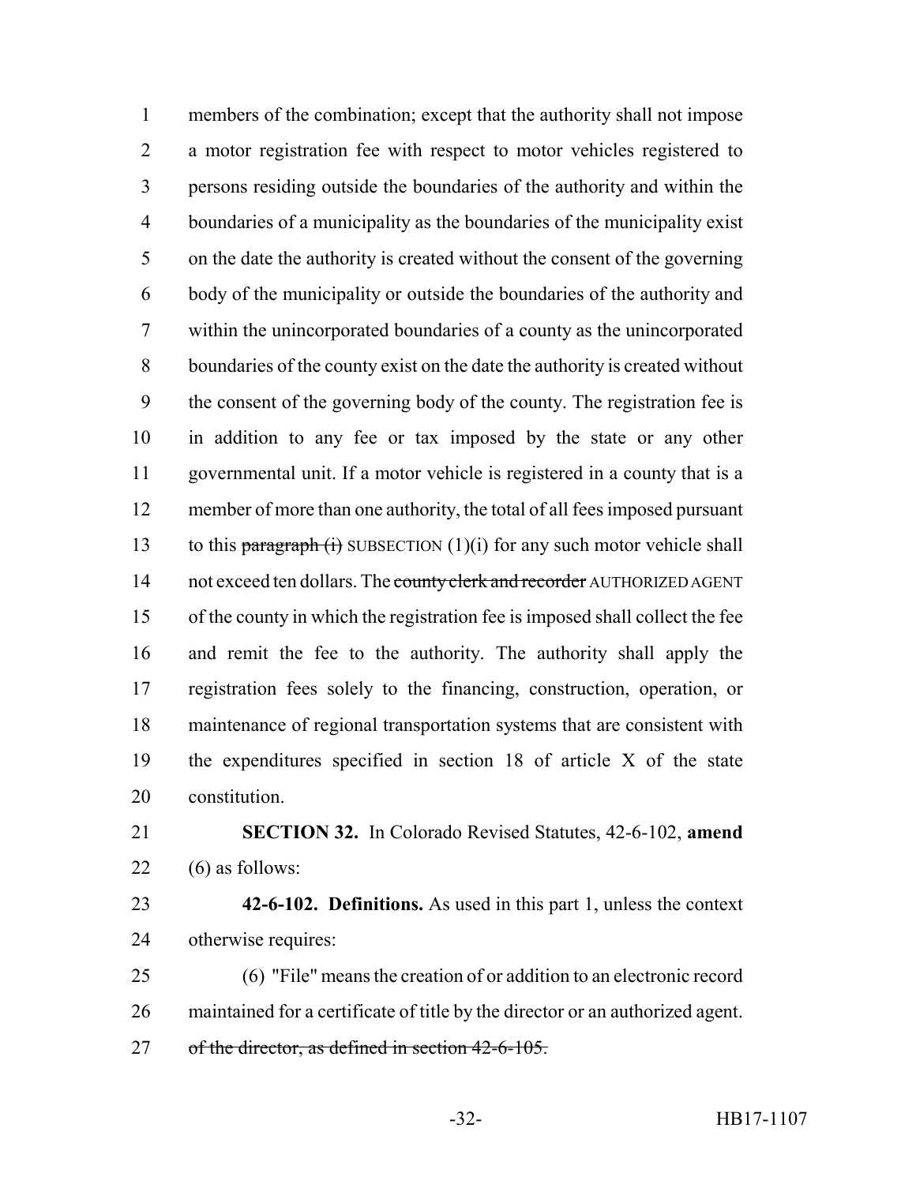members of the combination; except that the authority shall not impose a motor registration fee with respect to motor vehicles registered to persons residing outside the boundaries of the authority and within the boundaries of a municipality as the boundaries of the municipality exist on the date the authority is created without the consent of the governing body of the municipality or outside the boundaries of the authority and within the unincorporated boundaries of a county as the unincorporated boundaries of the county exist on the date the authority is created without the consent of the governing body of the county. The registration fee is in addition to any fee or tax imposed by the state or any other governmental unit. If a motor vehicle is registered in a county that is a member of more than one authority, the total of all fees imposed pursuant to this ~~paragraph (i)~~ SUBSECTION (1)(i) for any such motor vehicle shall not exceed ten dollars. The ~~county clerk and recorder~~ AUTHORIZED AGENT of the county in which the registration fee is imposed shall collect the fee and remit the fee to the authority. The authority shall apply the registration fees solely to the financing, construction, operation, or maintenance of regional transportation systems that are consistent with the expenditures specified in section 18 of article X of the state constitution.

**SECTION 32.** In Colorado Revised Statutes, 42-6-102, **amend** (6) as follows:

**42-6-102. Definitions.** As used in this part 1, unless the context otherwise requires:

(6) "File" means the creation of or addition to an electronic record maintained for a certificate of title by the director or an authorized agent. ~~of the director, as defined in section 42-6-105.~~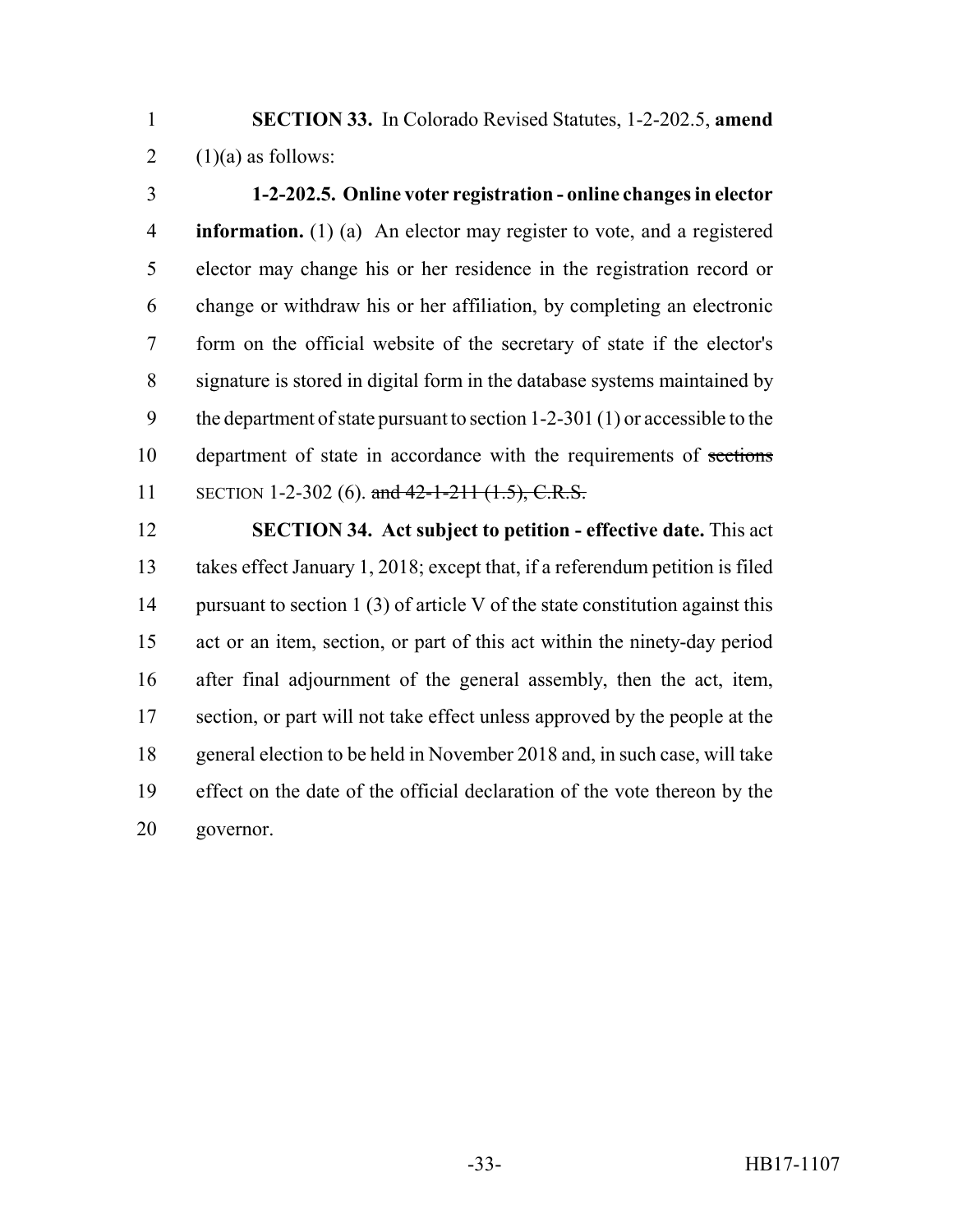**SECTION 33.** In Colorado Revised Statutes, 1-2-202.5, **amend** (1)(a) as follows:

**1-2-202.5. Online voter registration - online changes in elector information.** (1) (a) An elector may register to vote, and a registered elector may change his or her residence in the registration record or change or withdraw his or her affiliation, by completing an electronic form on the official website of the secretary of state if the elector's signature is stored in digital form in the database systems maintained by the department of state pursuant to section 1-2-301 (1) or accessible to the department of state in accordance with the requirements of ~~sections~~ SECTION 1-2-302 (6). ~~and 42-1-211 (1.5), C.R.S.~~

**SECTION 34. Act subject to petition - effective date.** This act takes effect January 1, 2018; except that, if a referendum petition is filed pursuant to section 1 (3) of article V of the state constitution against this act or an item, section, or part of this act within the ninety-day period after final adjournment of the general assembly, then the act, item, section, or part will not take effect unless approved by the people at the general election to be held in November 2018 and, in such case, will take effect on the date of the official declaration of the vote thereon by the governor.